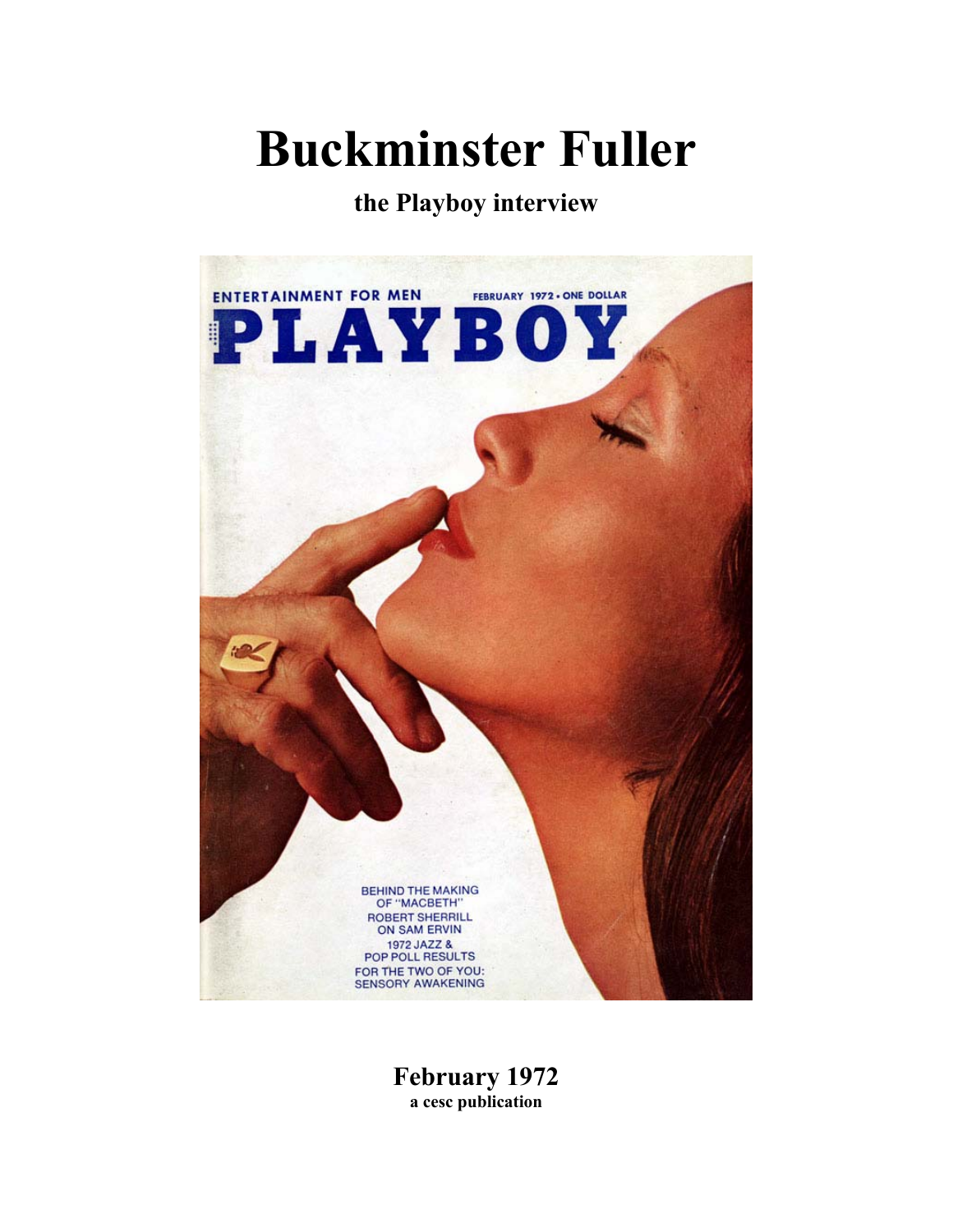# Buckminster Fuller

**the Playboy interview**

ENTERTAINMENT FOR MEN

FEBRUARY 1972 • ONE DOLLAR

PLAYBOY

BEHIND THE MAKING OF "MACBETH"
ROBERT SHERRILL ON SAM ERVIN
1972 JAZZ & POP POLL RESULTS
FOR THE TWO OF YOU: SENSORY AWAKENING

**February 1972**
**a cesc publication**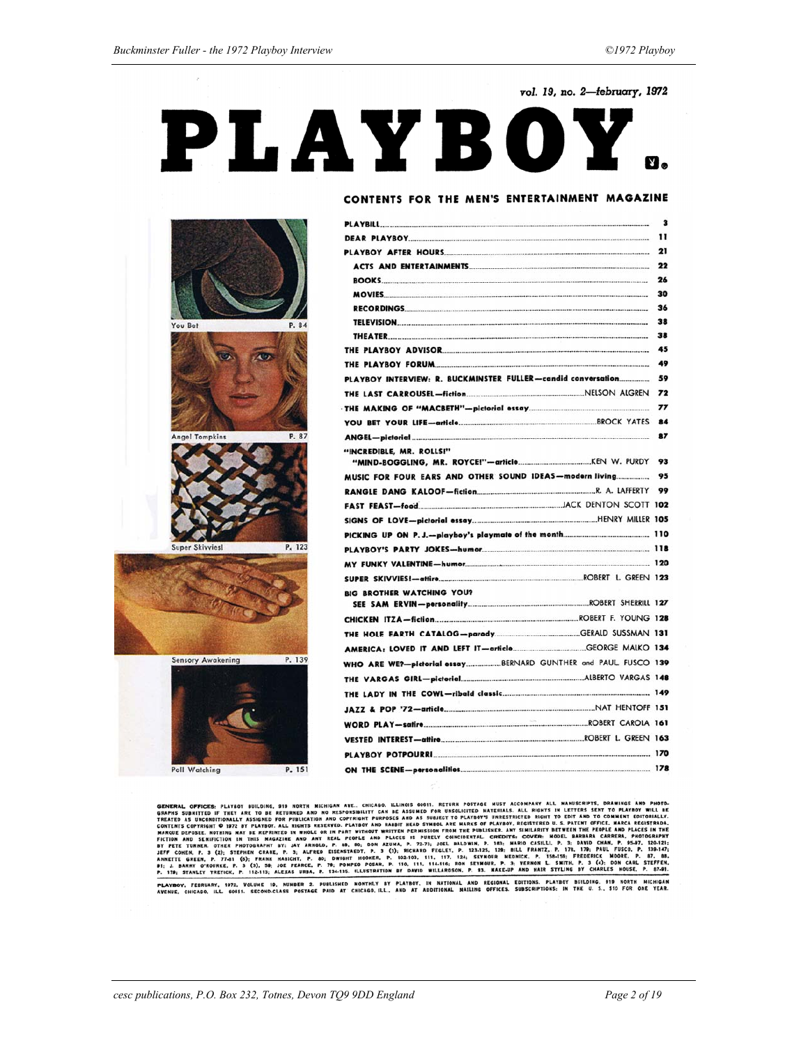vol. 19, no. 2—february, 1972

# PLAYBOY

## CONTENTS FOR THE MEN'S ENTERTAINMENT MAGAZINE

You Bet — P. 84

Angel Tompkins — P. 87

Super Skivvies! — P. 123

Sensory Awakening — P. 139

Poll Watching — P. 151

| | | |
|---|---|---|
| PLAYBILL | | 3 |
| DEAR PLAYBOY | | 11 |
| PLAYBOY AFTER HOURS | | 21 |
| ACTS AND ENTERTAINMENTS | | 22 |
| BOOKS | | 26 |
| MOVIES | | 30 |
| RECORDINGS | | 36 |
| TELEVISION | | 38 |
| THEATER | | 38 |
| THE PLAYBOY ADVISOR | | 45 |
| THE PLAYBOY FORUM | | 49 |
| PLAYBOY INTERVIEW: R. BUCKMINSTER FULLER—candid conversation | | 59 |
| THE LAST CARROUSEL—fiction | NELSON ALGREN | 72 |
| THE MAKING OF "MACBETH"—pictorial essay | | 77 |
| YOU BET YOUR LIFE—article | BROCK YATES | 84 |
| ANGEL—pictorial | | 87 |
| "INCREDIBLE, MR. ROLLS!" "MIND-BOGGLING, MR. ROYCE!"—article | KEN W. PURDY | 93 |
| MUSIC FOR FOUR EARS AND OTHER SOUND IDEAS—modern living | | 95 |
| RANGLE DANG KALOOF—fiction | R. A. LAFFERTY | 99 |
| FAST FEAST—food | JACK DENTON SCOTT | 102 |
| SIGNS OF LOVE—pictorial essay | HENRY MILLER | 105 |
| PICKING UP ON P. J.—playboy's playmate of the month | | 110 |
| PLAYBOY'S PARTY JOKES—humor | | 118 |
| MY FUNKY VALENTINE—humor | | 120 |
| SUPER SKIVVIES!—attire | ROBERT L. GREEN | 123 |
| BIG BROTHER WATCHING YOU? SEE SAM ERVIN—personality | ROBERT SHERRILL | 127 |
| CHICKEN ITZA—fiction | ROBERT F. YOUNG | 128 |
| THE HOLE EARTH CATALOG—parody | GERALD SUSSMAN | 131 |
| AMERICA: LOVED IT AND LEFT IT—article | GEORGE MALKO | 134 |
| WHO ARE WE?—pictorial essay | BERNARD GUNTHER and PAUL FUSCO | 139 |
| THE VARGAS GIRL—pictorial | ALBERTO VARGAS | 148 |
| THE LADY IN THE COWL—ribald classic | | 149 |
| JAZZ & POP '72—article | NAT HENTOFF | 151 |
| WORD PLAY—satire | ROBERT CAROLA | 161 |
| VESTED INTEREST—attire | ROBERT L. GREEN | 163 |
| PLAYBOY POTPOURRI | | 170 |
| ON THE SCENE—personalities | | 178 |

GENERAL OFFICES: PLAYBOY BUILDING, 919 NORTH MICHIGAN AVE., CHICAGO, ILLINOIS 60611. RETURN POSTAGE MUST ACCOMPANY ALL MANUSCRIPTS, DRAWINGS AND PHOTOGRAPHS SUBMITTED IF THEY ARE TO BE RETURNED AND NO RESPONSIBILITY CAN BE ASSUMED FOR UNSOLICITED MATERIALS. ALL RIGHTS IN LETTERS SENT TO PLAYBOY WILL BE TREATED AS UNCONDITIONALLY ASSIGNED FOR PUBLICATION AND COPYRIGHT PURPOSES AND AS SUBJECT TO PLAYBOY'S UNRESTRICTED RIGHT TO EDIT AND TO COMMENT EDITORIALLY. CONTENTS COPYRIGHT © 1972 BY PLAYBOY. ALL RIGHTS RESERVED. PLAYBOY AND RABBIT HEAD SYMBOL ARE MARKS OF PLAYBOY, REGISTERED U. S. PATENT OFFICE, MARCA REGISTRADA, MARQUE DEPOSEE. NOTHING MAY BE REPRINTED IN WHOLE OR IN PART WITHOUT WRITTEN PERMISSION FROM THE PUBLISHER. ANY SIMILARITY BETWEEN THE PEOPLE AND PLACES IN THE FICTION AND SEMIFICTION IN THIS MAGAZINE AND ANY REAL PEOPLE AND PLACES IS PURELY COINCIDENTAL. CREDITS: COVER: MODEL BARBARA CARRERA, PHOTOGRAPHY BY PETE TURNER. OTHER PHOTOGRAPHY BY: JAY ARNOLD, P. 89, 90; DON AZUMA, P. 72-73; JOEL BALDWIN, P. 183; MARIO CASILLI, P. 3; DAVID CHAN, P. 95-97, 120-121; JEFF COHEN, P. 3 (2); STEPHEN CRANE, P. 3; ALFRED EISENSTAEDT, P. 3 (3); RICHARD FEGLEY, P. 123-125, 129; BILL FRANTZ, P. 178, 179; PAUL FUSCO, P. 139-147; ANNETTE GREEN, P. 77-81 (9); FRANK HASICHT, P. 80; DWIGHT HOOKER, P. 102-103, 111, 117, 124; SEYMOUR MEDNICK, P. 158-159; FREDERICK MOORE, P. 87, 88, 91; J. BARRY O'ROURKE, P. 3 (3), 50; JOE PEARCE, P. 79; POMPEO POSAR, P. 110, 111, 114-116; RON SEYMOUR, P. 3; VERNON L. SMITH, P. 3 (4); DON CARL STEFFEN, P. 179; STANLEY TRETICK, P. 112-113; ALEXAS URBA, P. 134-135. ILLUSTRATION BY DAVID WILLARDSON, P. 83. MAKE-UP AND HAIR STYLING BY CHARLES HOUSE, P. 87-91.

PLAYBOY, FEBRUARY, 1972, VOLUME 19, NUMBER 2. PUBLISHED MONTHLY BY PLAYBOY, IN NATIONAL AND REGIONAL EDITIONS. PLAYBOY BUILDING, 919 NORTH MICHIGAN AVENUE, CHICAGO, ILL. 60611. SECOND-CLASS POSTAGE PAID AT CHICAGO, ILL., AND AT ADDITIONAL MAILING OFFICES. SUBSCRIPTIONS: IN THE U. S., $10 FOR ONE YEAR.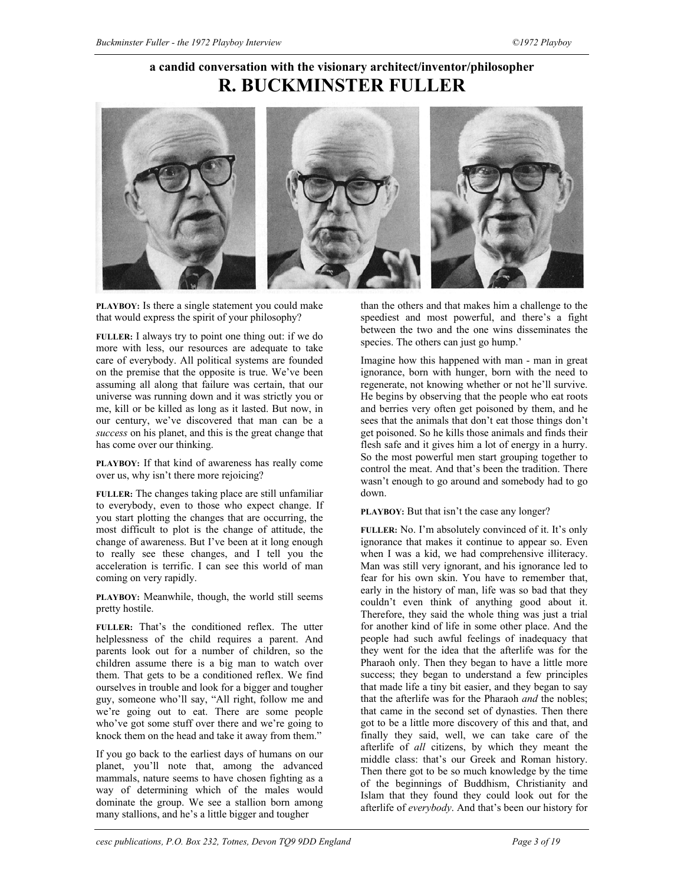## a candid conversation with the visionary architect/inventor/philosopher
# R. BUCKMINSTER FULLER

**PLAYBOY:** Is there a single statement you could make that would express the spirit of your philosophy?

**FULLER:** I always try to point one thing out: if we do more with less, our resources are adequate to take care of everybody. All political systems are founded on the premise that the opposite is true. We've been assuming all along that failure was certain, that our universe was running down and it was strictly you or me, kill or be killed as long as it lasted. But now, in our century, we've discovered that man can be a *success* on his planet, and this is the great change that has come over our thinking.

**PLAYBOY:** If that kind of awareness has really come over us, why isn't there more rejoicing?

**FULLER:** The changes taking place are still unfamiliar to everybody, even to those who expect change. If you start plotting the changes that are occurring, the most difficult to plot is the change of attitude, the change of awareness. But I've been at it long enough to really see these changes, and I tell you the acceleration is terrific. I can see this world of man coming on very rapidly.

**PLAYBOY:** Meanwhile, though, the world still seems pretty hostile.

**FULLER:** That's the conditioned reflex. The utter helplessness of the child requires a parent. And parents look out for a number of children, so the children assume there is a big man to watch over them. That gets to be a conditioned reflex. We find ourselves in trouble and look for a bigger and tougher guy, someone who'll say, "All right, follow me and we're going out to eat. There are some people who've got some stuff over there and we're going to knock them on the head and take it away from them."

If you go back to the earliest days of humans on our planet, you'll note that, among the advanced mammals, nature seems to have chosen fighting as a way of determining which of the males would dominate the group. We see a stallion born among many stallions, and he's a little bigger and tougher than the others and that makes him a challenge to the speediest and most powerful, and there's a fight between the two and the one wins disseminates the species. The others can just go hump.'

Imagine how this happened with man - man in great ignorance, born with hunger, born with the need to regenerate, not knowing whether or not he'll survive. He begins by observing that the people who eat roots and berries very often get poisoned by them, and he sees that the animals that don't eat those things don't get poisoned. So he kills those animals and finds their flesh safe and it gives him a lot of energy in a hurry. So the most powerful men start grouping together to control the meat. And that's been the tradition. There wasn't enough to go around and somebody had to go down.

**PLAYBOY:** But that isn't the case any longer?

**FULLER:** No. I'm absolutely convinced of it. It's only ignorance that makes it continue to appear so. Even when I was a kid, we had comprehensive illiteracy. Man was still very ignorant, and his ignorance led to fear for his own skin. You have to remember that, early in the history of man, life was so bad that they couldn't even think of anything good about it. Therefore, they said the whole thing was just a trial for another kind of life in some other place. And the people had such awful feelings of inadequacy that they went for the idea that the afterlife was for the Pharaoh only. Then they began to have a little more success; they began to understand a few principles that made life a tiny bit easier, and they began to say that the afterlife was for the Pharaoh *and* the nobles; that came in the second set of dynasties. Then there got to be a little more discovery of this and that, and finally they said, well, we can take care of the afterlife of *all* citizens, by which they meant the middle class: that's our Greek and Roman history. Then there got to be so much knowledge by the time of the beginnings of Buddhism, Christianity and Islam that they found they could look out for the afterlife of *everybody*. And that's been our history for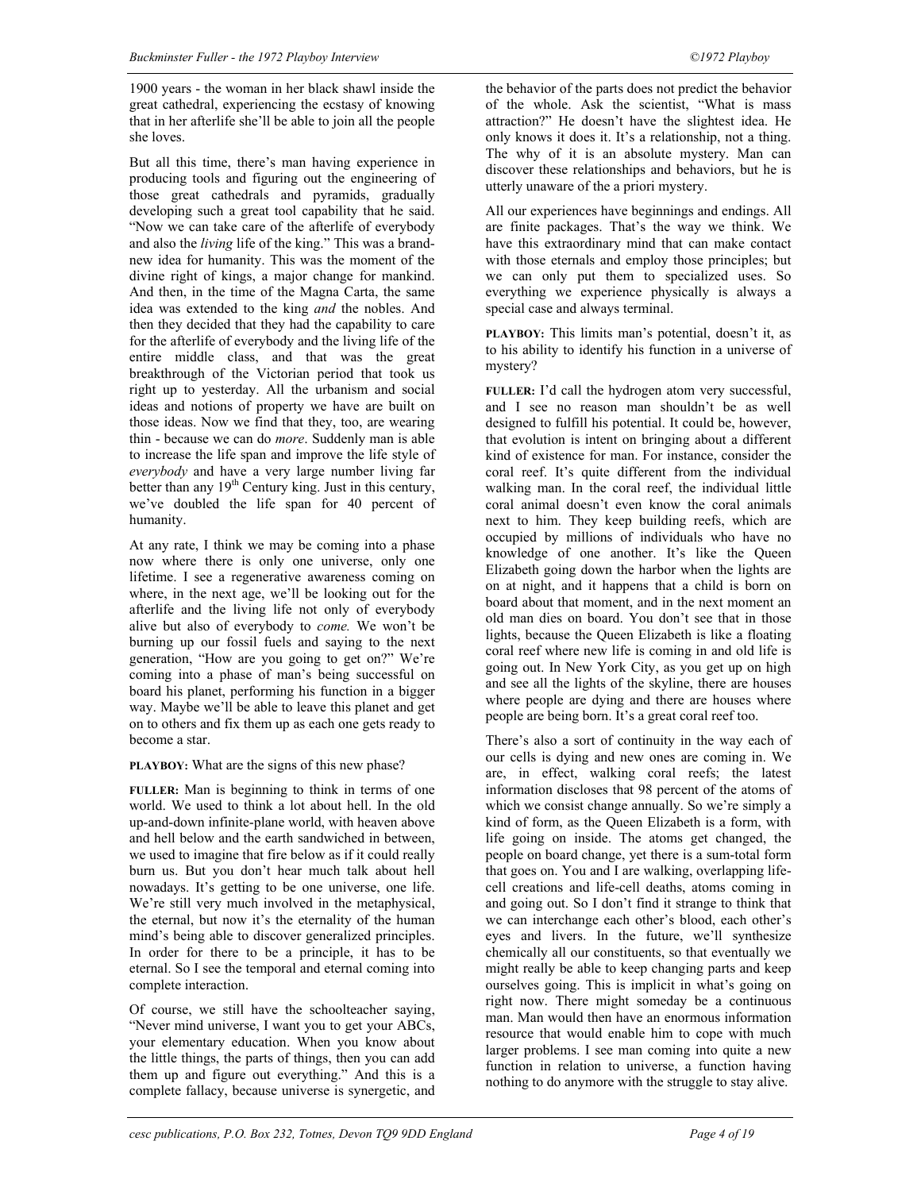1900 years - the woman in her black shawl inside the great cathedral, experiencing the ecstasy of knowing that in her afterlife she'll be able to join all the people she loves.

But all this time, there's man having experience in producing tools and figuring out the engineering of those great cathedrals and pyramids, gradually developing such a great tool capability that he said. "Now we can take care of the afterlife of everybody and also the *living* life of the king." This was a brand-new idea for humanity. This was the moment of the divine right of kings, a major change for mankind. And then, in the time of the Magna Carta, the same idea was extended to the king *and* the nobles. And then they decided that they had the capability to care for the afterlife of everybody and the living life of the entire middle class, and that was the great breakthrough of the Victorian period that took us right up to yesterday. All the urbanism and social ideas and notions of property we have are built on those ideas. Now we find that they, too, are wearing thin - because we can do *more*. Suddenly man is able to increase the life span and improve the life style of *everybody* and have a very large number living far better than any 19th Century king. Just in this century, we've doubled the life span for 40 percent of humanity.

At any rate, I think we may be coming into a phase now where there is only one universe, only one lifetime. I see a regenerative awareness coming on where, in the next age, we'll be looking out for the afterlife and the living life not only of everybody alive but also of everybody to *come.* We won't be burning up our fossil fuels and saying to the next generation, "How are you going to get on?" We're coming into a phase of man's being successful on board his planet, performing his function in a bigger way. Maybe we'll be able to leave this planet and get on to others and fix them up as each one gets ready to become a star.

**PLAYBOY:** What are the signs of this new phase?

**FULLER:** Man is beginning to think in terms of one world. We used to think a lot about hell. In the old up-and-down infinite-plane world, with heaven above and hell below and the earth sandwiched in between, we used to imagine that fire below as if it could really burn us. But you don't hear much talk about hell nowadays. It's getting to be one universe, one life. We're still very much involved in the metaphysical, the eternal, but now it's the eternality of the human mind's being able to discover generalized principles. In order for there to be a principle, it has to be eternal. So I see the temporal and eternal coming into complete interaction.

Of course, we still have the schoolteacher saying, "Never mind universe, I want you to get your ABCs, your elementary education. When you know about the little things, the parts of things, then you can add them up and figure out everything." And this is a complete fallacy, because universe is synergetic, and the behavior of the parts does not predict the behavior of the whole. Ask the scientist, "What is mass attraction?" He doesn't have the slightest idea. He only knows it does it. It's a relationship, not a thing. The why of it is an absolute mystery. Man can discover these relationships and behaviors, but he is utterly unaware of the a priori mystery.

All our experiences have beginnings and endings. All are finite packages. That's the way we think. We have this extraordinary mind that can make contact with those eternals and employ those principles; but we can only put them to specialized uses. So everything we experience physically is always a special case and always terminal.

**PLAYBOY:** This limits man's potential, doesn't it, as to his ability to identify his function in a universe of mystery?

**FULLER:** I'd call the hydrogen atom very successful, and I see no reason man shouldn't be as well designed to fulfill his potential. It could be, however, that evolution is intent on bringing about a different kind of existence for man. For instance, consider the coral reef. It's quite different from the individual walking man. In the coral reef, the individual little coral animal doesn't even know the coral animals next to him. They keep building reefs, which are occupied by millions of individuals who have no knowledge of one another. It's like the Queen Elizabeth going down the harbor when the lights are on at night, and it happens that a child is born on board about that moment, and in the next moment an old man dies on board. You don't see that in those lights, because the Queen Elizabeth is like a floating coral reef where new life is coming in and old life is going out. In New York City, as you get up on high and see all the lights of the skyline, there are houses where people are dying and there are houses where people are being born. It's a great coral reef too.

There's also a sort of continuity in the way each of our cells is dying and new ones are coming in. We are, in effect, walking coral reefs; the latest information discloses that 98 percent of the atoms of which we consist change annually. So we're simply a kind of form, as the Queen Elizabeth is a form, with life going on inside. The atoms get changed, the people on board change, yet there is a sum-total form that goes on. You and I are walking, overlapping life-cell creations and life-cell deaths, atoms coming in and going out. So I don't find it strange to think that we can interchange each other's blood, each other's eyes and livers. In the future, we'll synthesize chemically all our constituents, so that eventually we might really be able to keep changing parts and keep ourselves going. This is implicit in what's going on right now. There might someday be a continuous man. Man would then have an enormous information resource that would enable him to cope with much larger problems. I see man coming into quite a new function in relation to universe, a function having nothing to do anymore with the struggle to stay alive.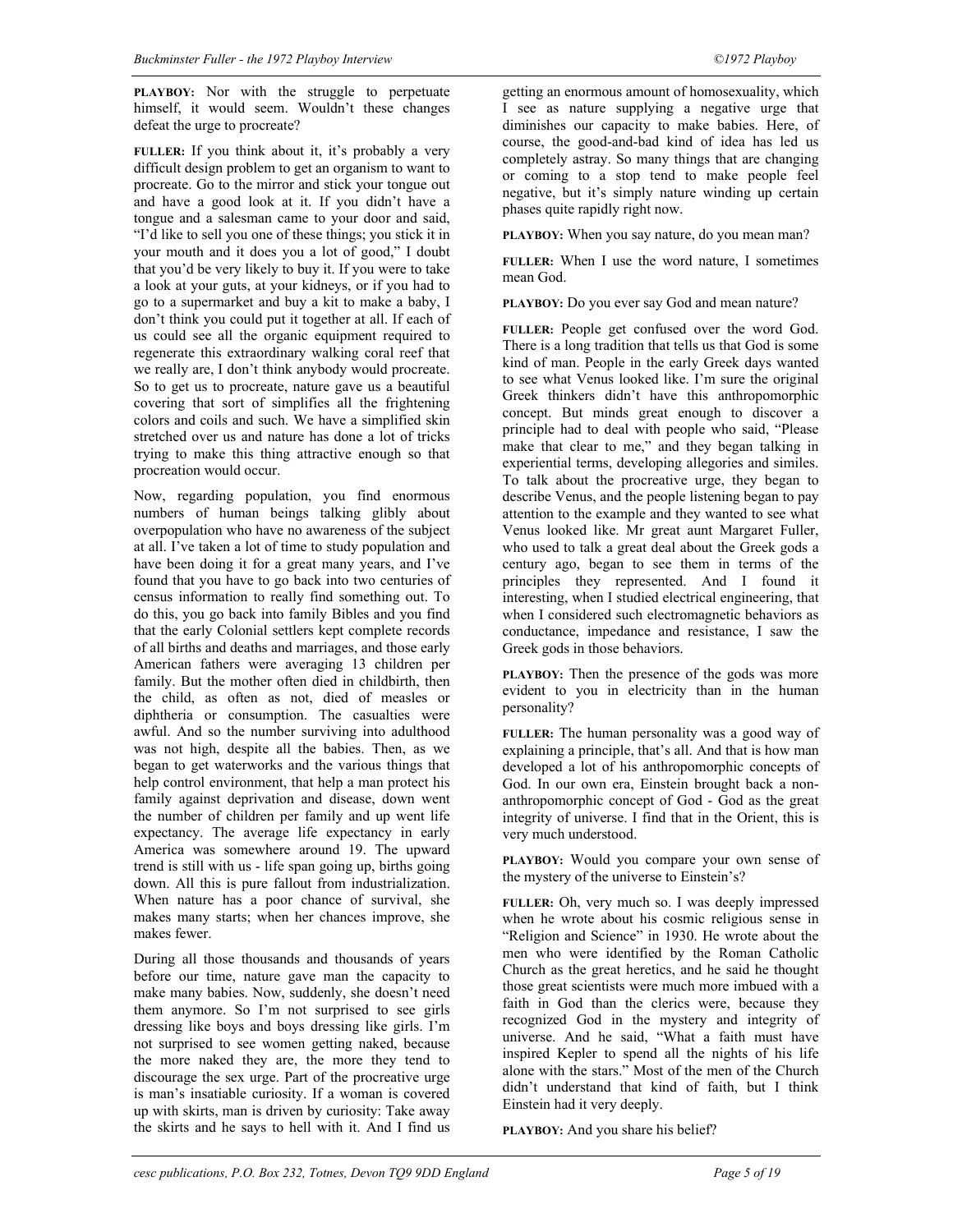**PLAYBOY:** Nor with the struggle to perpetuate himself, it would seem. Wouldn't these changes defeat the urge to procreate?

**FULLER:** If you think about it, it's probably a very difficult design problem to get an organism to want to procreate. Go to the mirror and stick your tongue out and have a good look at it. If you didn't have a tongue and a salesman came to your door and said, "I'd like to sell you one of these things; you stick it in your mouth and it does you a lot of good," I doubt that you'd be very likely to buy it. If you were to take a look at your guts, at your kidneys, or if you had to go to a supermarket and buy a kit to make a baby, I don't think you could put it together at all. If each of us could see all the organic equipment required to regenerate this extraordinary walking coral reef that we really are, I don't think anybody would procreate. So to get us to procreate, nature gave us a beautiful covering that sort of simplifies all the frightening colors and coils and such. We have a simplified skin stretched over us and nature has done a lot of tricks trying to make this thing attractive enough so that procreation would occur.

Now, regarding population, you find enormous numbers of human beings talking glibly about overpopulation who have no awareness of the subject at all. I've taken a lot of time to study population and have been doing it for a great many years, and I've found that you have to go back into two centuries of census information to really find something out. To do this, you go back into family Bibles and you find that the early Colonial settlers kept complete records of all births and deaths and marriages, and those early American fathers were averaging 13 children per family. But the mother often died in childbirth, then the child, as often as not, died of measles or diphtheria or consumption. The casualties were awful. And so the number surviving into adulthood was not high, despite all the babies. Then, as we began to get waterworks and the various things that help control environment, that help a man protect his family against deprivation and disease, down went the number of children per family and up went life expectancy. The average life expectancy in early America was somewhere around 19. The upward trend is still with us - life span going up, births going down. All this is pure fallout from industrialization. When nature has a poor chance of survival, she makes many starts; when her chances improve, she makes fewer.

During all those thousands and thousands of years before our time, nature gave man the capacity to make many babies. Now, suddenly, she doesn't need them anymore. So I'm not surprised to see girls dressing like boys and boys dressing like girls. I'm not surprised to see women getting naked, because the more naked they are, the more they tend to discourage the sex urge. Part of the procreative urge is man's insatiable curiosity. If a woman is covered up with skirts, man is driven by curiosity: Take away the skirts and he says to hell with it. And I find us getting an enormous amount of homosexuality, which I see as nature supplying a negative urge that diminishes our capacity to make babies. Here, of course, the good-and-bad kind of idea has led us completely astray. So many things that are changing or coming to a stop tend to make people feel negative, but it's simply nature winding up certain phases quite rapidly right now.

**PLAYBOY:** When you say nature, do you mean man?

**FULLER:** When I use the word nature, I sometimes mean God.

**PLAYBOY:** Do you ever say God and mean nature?

**FULLER:** People get confused over the word God. There is a long tradition that tells us that God is some kind of man. People in the early Greek days wanted to see what Venus looked like. I'm sure the original Greek thinkers didn't have this anthropomorphic concept. But minds great enough to discover a principle had to deal with people who said, "Please make that clear to me," and they began talking in experiential terms, developing allegories and similes. To talk about the procreative urge, they began to describe Venus, and the people listening began to pay attention to the example and they wanted to see what Venus looked like. Mr great aunt Margaret Fuller, who used to talk a great deal about the Greek gods a century ago, began to see them in terms of the principles they represented. And I found it interesting, when I studied electrical engineering, that when I considered such electromagnetic behaviors as conductance, impedance and resistance, I saw the Greek gods in those behaviors.

**PLAYBOY:** Then the presence of the gods was more evident to you in electricity than in the human personality?

**FULLER:** The human personality was a good way of explaining a principle, that's all. And that is how man developed a lot of his anthropomorphic concepts of God. In our own era, Einstein brought back a non-anthropomorphic concept of God - God as the great integrity of universe. I find that in the Orient, this is very much understood.

**PLAYBOY:** Would you compare your own sense of the mystery of the universe to Einstein's?

**FULLER:** Oh, very much so. I was deeply impressed when he wrote about his cosmic religious sense in "Religion and Science" in 1930. He wrote about the men who were identified by the Roman Catholic Church as the great heretics, and he said he thought those great scientists were much more imbued with a faith in God than the clerics were, because they recognized God in the mystery and integrity of universe. And he said, "What a faith must have inspired Kepler to spend all the nights of his life alone with the stars." Most of the men of the Church didn't understand that kind of faith, but I think Einstein had it very deeply.

**PLAYBOY:** And you share his belief?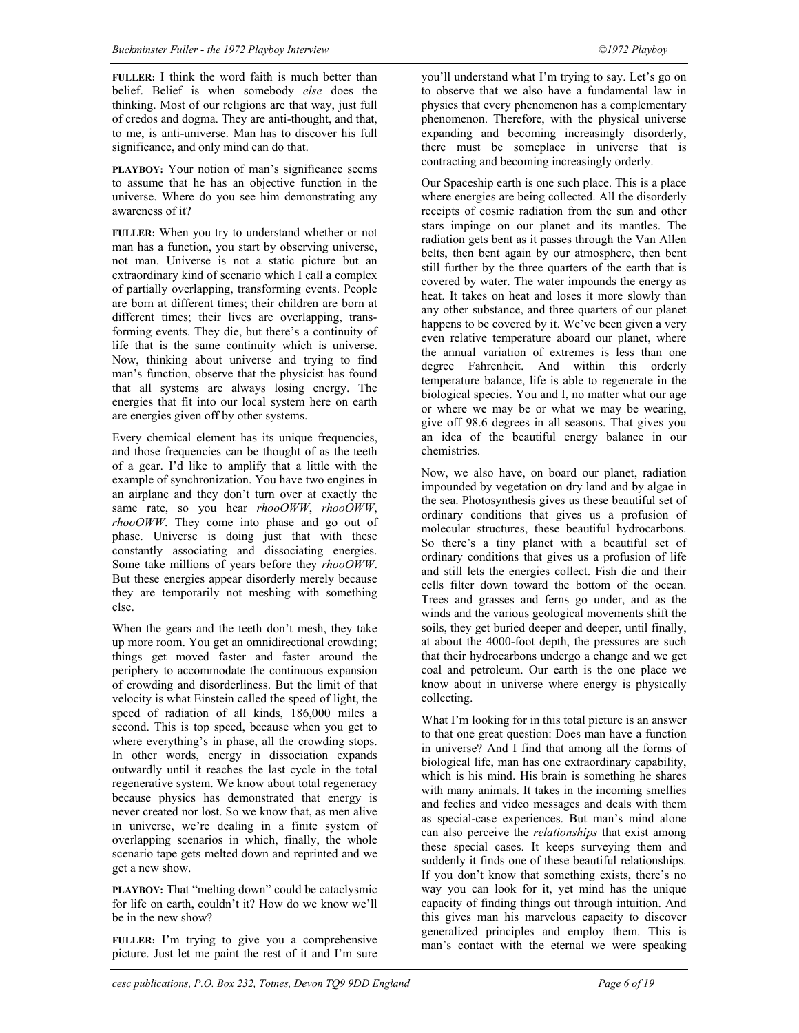**FULLER:** I think the word faith is much better than belief. Belief is when somebody *else* does the thinking. Most of our religions are that way, just full of credos and dogma. They are anti-thought, and that, to me, is anti-universe. Man has to discover his full significance, and only mind can do that.

**PLAYBOY:** Your notion of man's significance seems to assume that he has an objective function in the universe. Where do you see him demonstrating any awareness of it?

**FULLER:** When you try to understand whether or not man has a function, you start by observing universe, not man. Universe is not a static picture but an extraordinary kind of scenario which I call a complex of partially overlapping, transforming events. People are born at different times; their children are born at different times; their lives are overlapping, transforming events. They die, but there's a continuity of life that is the same continuity which is universe. Now, thinking about universe and trying to find man's function, observe that the physicist has found that all systems are always losing energy. The energies that fit into our local system here on earth are energies given off by other systems.

Every chemical element has its unique frequencies, and those frequencies can be thought of as the teeth of a gear. I'd like to amplify that a little with the example of synchronization. You have two engines in an airplane and they don't turn over at exactly the same rate, so you hear *rhooOWW*, *rhooOWW*, *rhooOWW*. They come into phase and go out of phase. Universe is doing just that with these constantly associating and dissociating energies. Some take millions of years before they *rhooOWW*. But these energies appear disorderly merely because they are temporarily not meshing with something else.

When the gears and the teeth don't mesh, they take up more room. You get an omnidirectional crowding; things get moved faster and faster around the periphery to accommodate the continuous expansion of crowding and disorderliness. But the limit of that velocity is what Einstein called the speed of light, the speed of radiation of all kinds, 186,000 miles a second. This is top speed, because when you get to where everything's in phase, all the crowding stops. In other words, energy in dissociation expands outwardly until it reaches the last cycle in the total regenerative system. We know about total regeneracy because physics has demonstrated that energy is never created nor lost. So we know that, as men alive in universe, we're dealing in a finite system of overlapping scenarios in which, finally, the whole scenario tape gets melted down and reprinted and we get a new show.

**PLAYBOY:** That "melting down" could be cataclysmic for life on earth, couldn't it? How do we know we'll be in the new show?

**FULLER:** I'm trying to give you a comprehensive picture. Just let me paint the rest of it and I'm sure you'll understand what I'm trying to say. Let's go on to observe that we also have a fundamental law in physics that every phenomenon has a complementary phenomenon. Therefore, with the physical universe expanding and becoming increasingly disorderly, there must be someplace in universe that is contracting and becoming increasingly orderly.

Our Spaceship earth is one such place. This is a place where energies are being collected. All the disorderly receipts of cosmic radiation from the sun and other stars impinge on our planet and its mantles. The radiation gets bent as it passes through the Van Allen belts, then bent again by our atmosphere, then bent still further by the three quarters of the earth that is covered by water. The water impounds the energy as heat. It takes on heat and loses it more slowly than any other substance, and three quarters of our planet happens to be covered by it. We've been given a very even relative temperature aboard our planet, where the annual variation of extremes is less than one degree Fahrenheit. And within this orderly temperature balance, life is able to regenerate in the biological species. You and I, no matter what our age or where we may be or what we may be wearing, give off 98.6 degrees in all seasons. That gives you an idea of the beautiful energy balance in our chemistries.

Now, we also have, on board our planet, radiation impounded by vegetation on dry land and by algae in the sea. Photosynthesis gives us these beautiful set of ordinary conditions that gives us a profusion of molecular structures, these beautiful hydrocarbons. So there's a tiny planet with a beautiful set of ordinary conditions that gives us a profusion of life and still lets the energies collect. Fish die and their cells filter down toward the bottom of the ocean. Trees and grasses and ferns go under, and as the winds and the various geological movements shift the soils, they get buried deeper and deeper, until finally, at about the 4000-foot depth, the pressures are such that their hydrocarbons undergo a change and we get coal and petroleum. Our earth is the one place we know about in universe where energy is physically collecting.

What I'm looking for in this total picture is an answer to that one great question: Does man have a function in universe? And I find that among all the forms of biological life, man has one extraordinary capability, which is his mind. His brain is something he shares with many animals. It takes in the incoming smellies and feelies and video messages and deals with them as special-case experiences. But man's mind alone can also perceive the *relationships* that exist among these special cases. It keeps surveying them and suddenly it finds one of these beautiful relationships. If you don't know that something exists, there's no way you can look for it, yet mind has the unique capacity of finding things out through intuition. And this gives man his marvelous capacity to discover generalized principles and employ them. This is man's contact with the eternal we were speaking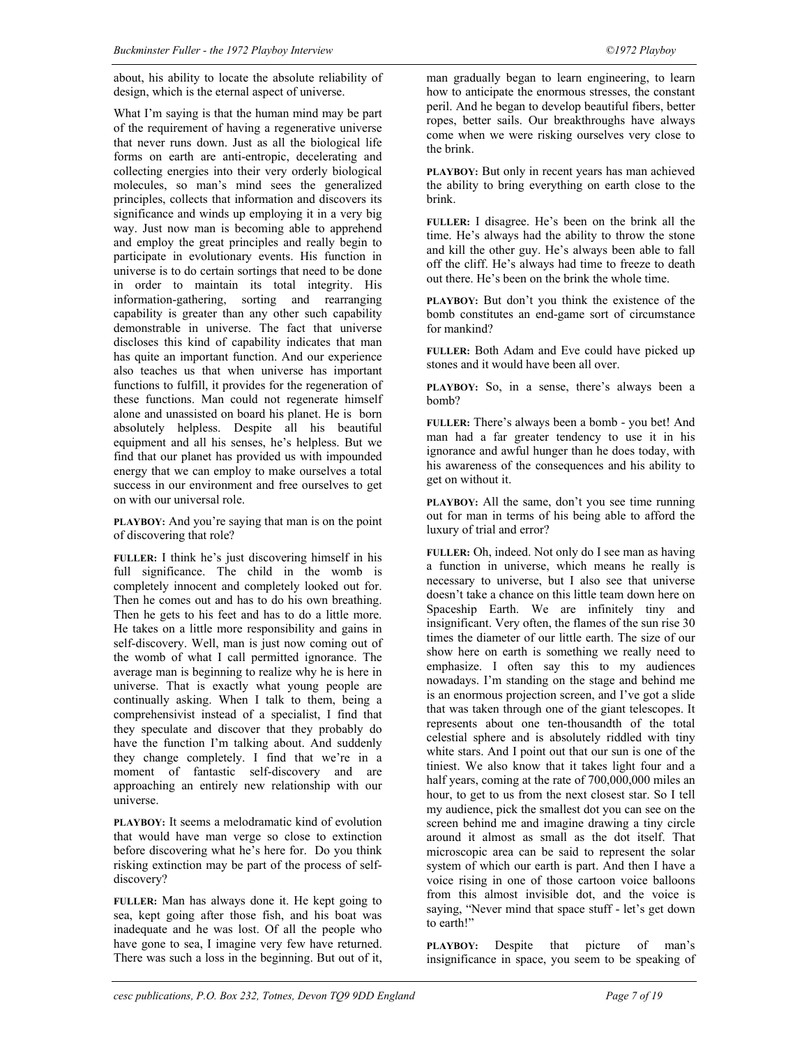about, his ability to locate the absolute reliability of design, which is the eternal aspect of universe.

What I'm saying is that the human mind may be part of the requirement of having a regenerative universe that never runs down. Just as all the biological life forms on earth are anti-entropic, decelerating and collecting energies into their very orderly biological molecules, so man's mind sees the generalized principles, collects that information and discovers its significance and winds up employing it in a very big way. Just now man is becoming able to apprehend and employ the great principles and really begin to participate in evolutionary events. His function in universe is to do certain sortings that need to be done in order to maintain its total integrity. His information-gathering, sorting and rearranging capability is greater than any other such capability demonstrable in universe. The fact that universe discloses this kind of capability indicates that man has quite an important function. And our experience also teaches us that when universe has important functions to fulfill, it provides for the regeneration of these functions. Man could not regenerate himself alone and unassisted on board his planet. He is born absolutely helpless. Despite all his beautiful equipment and all his senses, he's helpless. But we find that our planet has provided us with impounded energy that we can employ to make ourselves a total success in our environment and free ourselves to get on with our universal role.

**PLAYBOY:** And you're saying that man is on the point of discovering that role?

**FULLER:** I think he's just discovering himself in his full significance. The child in the womb is completely innocent and completely looked out for. Then he comes out and has to do his own breathing. Then he gets to his feet and has to do a little more. He takes on a little more responsibility and gains in self-discovery. Well, man is just now coming out of the womb of what I call permitted ignorance. The average man is beginning to realize why he is here in universe. That is exactly what young people are continually asking. When I talk to them, being a comprehensivist instead of a specialist, I find that they speculate and discover that they probably do have the function I'm talking about. And suddenly they change completely. I find that we're in a moment of fantastic self-discovery and are approaching an entirely new relationship with our universe.

**PLAYBOY:** It seems a melodramatic kind of evolution that would have man verge so close to extinction before discovering what he's here for. Do you think risking extinction may be part of the process of self-discovery?

**FULLER:** Man has always done it. He kept going to sea, kept going after those fish, and his boat was inadequate and he was lost. Of all the people who have gone to sea, I imagine very few have returned. There was such a loss in the beginning. But out of it, man gradually began to learn engineering, to learn how to anticipate the enormous stresses, the constant peril. And he began to develop beautiful fibers, better ropes, better sails. Our breakthroughs have always come when we were risking ourselves very close to the brink.

**PLAYBOY:** But only in recent years has man achieved the ability to bring everything on earth close to the brink.

**FULLER:** I disagree. He's been on the brink all the time. He's always had the ability to throw the stone and kill the other guy. He's always been able to fall off the cliff. He's always had time to freeze to death out there. He's been on the brink the whole time.

**PLAYBOY:** But don't you think the existence of the bomb constitutes an end-game sort of circumstance for mankind?

**FULLER:** Both Adam and Eve could have picked up stones and it would have been all over.

**PLAYBOY:** So, in a sense, there's always been a bomb?

**FULLER:** There's always been a bomb - you bet! And man had a far greater tendency to use it in his ignorance and awful hunger than he does today, with his awareness of the consequences and his ability to get on without it.

**PLAYBOY:** All the same, don't you see time running out for man in terms of his being able to afford the luxury of trial and error?

**FULLER:** Oh, indeed. Not only do I see man as having a function in universe, which means he really is necessary to universe, but I also see that universe doesn't take a chance on this little team down here on Spaceship Earth. We are infinitely tiny and insignificant. Very often, the flames of the sun rise 30 times the diameter of our little earth. The size of our show here on earth is something we really need to emphasize. I often say this to my audiences nowadays. I'm standing on the stage and behind me is an enormous projection screen, and I've got a slide that was taken through one of the giant telescopes. It represents about one ten-thousandth of the total celestial sphere and is absolutely riddled with tiny white stars. And I point out that our sun is one of the tiniest. We also know that it takes light four and a half years, coming at the rate of 700,000,000 miles an hour, to get to us from the next closest star. So I tell my audience, pick the smallest dot you can see on the screen behind me and imagine drawing a tiny circle around it almost as small as the dot itself. That microscopic area can be said to represent the solar system of which our earth is part. And then I have a voice rising in one of those cartoon voice balloons from this almost invisible dot, and the voice is saying, "Never mind that space stuff - let's get down to earth!"

**PLAYBOY:** Despite that picture of man's insignificance in space, you seem to be speaking of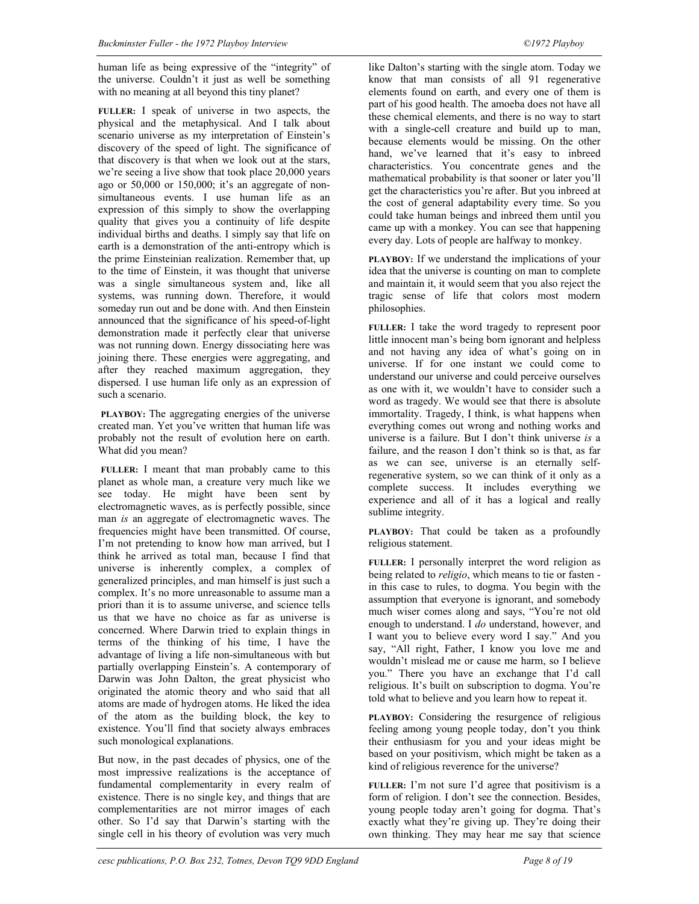human life as being expressive of the "integrity" of the universe. Couldn't it just as well be something with no meaning at all beyond this tiny planet?

**FULLER:** I speak of universe in two aspects, the physical and the metaphysical. And I talk about scenario universe as my interpretation of Einstein's discovery of the speed of light. The significance of that discovery is that when we look out at the stars, we're seeing a live show that took place 20,000 years ago or 50,000 or 150,000; it's an aggregate of non-simultaneous events. I use human life as an expression of this simply to show the overlapping quality that gives you a continuity of life despite individual births and deaths. I simply say that life on earth is a demonstration of the anti-entropy which is the prime Einsteinian realization. Remember that, up to the time of Einstein, it was thought that universe was a single simultaneous system and, like all systems, was running down. Therefore, it would someday run out and be done with. And then Einstein announced that the significance of his speed-of-light demonstration made it perfectly clear that universe was not running down. Energy dissociating here was joining there. These energies were aggregating, and after they reached maximum aggregation, they dispersed. I use human life only as an expression of such a scenario.

**PLAYBOY:** The aggregating energies of the universe created man. Yet you've written that human life was probably not the result of evolution here on earth. What did you mean?

**FULLER:** I meant that man probably came to this planet as whole man, a creature very much like we see today. He might have been sent by electromagnetic waves, as is perfectly possible, since man *is* an aggregate of electromagnetic waves. The frequencies might have been transmitted. Of course, I'm not pretending to know how man arrived, but I think he arrived as total man, because I find that universe is inherently complex, a complex of generalized principles, and man himself is just such a complex. It's no more unreasonable to assume man a priori than it is to assume universe, and science tells us that we have no choice as far as universe is concerned. Where Darwin tried to explain things in terms of the thinking of his time, I have the advantage of living a life non-simultaneous with but partially overlapping Einstein's. A contemporary of Darwin was John Dalton, the great physicist who originated the atomic theory and who said that all atoms are made of hydrogen atoms. He liked the idea of the atom as the building block, the key to existence. You'll find that society always embraces such monological explanations.

But now, in the past decades of physics, one of the most impressive realizations is the acceptance of fundamental complementarity in every realm of existence. There is no single key, and things that are complementarities are not mirror images of each other. So I'd say that Darwin's starting with the single cell in his theory of evolution was very much like Dalton's starting with the single atom. Today we know that man consists of all 91 regenerative elements found on earth, and every one of them is part of his good health. The amoeba does not have all these chemical elements, and there is no way to start with a single-cell creature and build up to man, because elements would be missing. On the other hand, we've learned that it's easy to inbreed characteristics. You concentrate genes and the mathematical probability is that sooner or later you'll get the characteristics you're after. But you inbreed at the cost of general adaptability every time. So you could take human beings and inbreed them until you came up with a monkey. You can see that happening every day. Lots of people are halfway to monkey.

**PLAYBOY:** If we understand the implications of your idea that the universe is counting on man to complete and maintain it, it would seem that you also reject the tragic sense of life that colors most modern philosophies.

**FULLER:** I take the word tragedy to represent poor little innocent man's being born ignorant and helpless and not having any idea of what's going on in universe. If for one instant we could come to understand our universe and could perceive ourselves as one with it, we wouldn't have to consider such a word as tragedy. We would see that there is absolute immortality. Tragedy, I think, is what happens when everything comes out wrong and nothing works and universe is a failure. But I don't think universe *is* a failure, and the reason I don't think so is that, as far as we can see, universe is an eternally self-regenerative system, so we can think of it only as a complete success. It includes everything we experience and all of it has a logical and really sublime integrity.

**PLAYBOY:** That could be taken as a profoundly religious statement.

**FULLER:** I personally interpret the word religion as being related to *religio*, which means to tie or fasten - in this case to rules, to dogma. You begin with the assumption that everyone is ignorant, and somebody much wiser comes along and says, "You're not old enough to understand. I *do* understand, however, and I want you to believe every word I say." And you say, "All right, Father, I know you love me and wouldn't mislead me or cause me harm, so I believe you." There you have an exchange that I'd call religious. It's built on subscription to dogma. You're told what to believe and you learn how to repeat it.

**PLAYBOY:** Considering the resurgence of religious feeling among young people today, don't you think their enthusiasm for you and your ideas might be based on your positivism, which might be taken as a kind of religious reverence for the universe?

**FULLER:** I'm not sure I'd agree that positivism is a form of religion. I don't see the connection. Besides, young people today aren't going for dogma. That's exactly what they're giving up. They're doing their own thinking. They may hear me say that science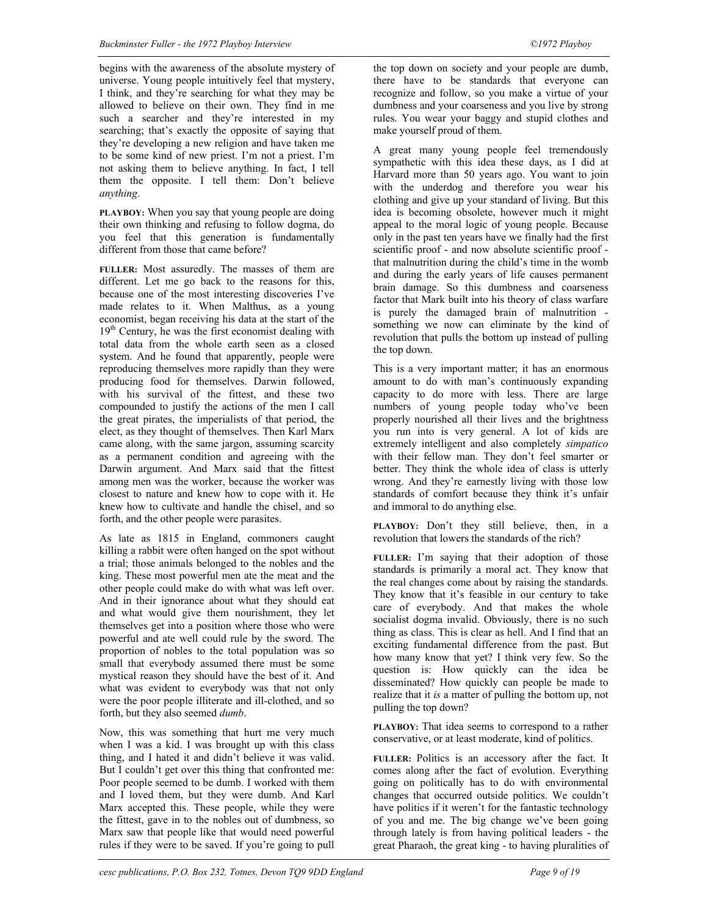begins with the awareness of the absolute mystery of universe. Young people intuitively feel that mystery, I think, and they're searching for what they may be allowed to believe on their own. They find in me such a searcher and they're interested in my searching; that's exactly the opposite of saying that they're developing a new religion and have taken me to be some kind of new priest. I'm not a priest. I'm not asking them to believe anything. In fact, I tell them the opposite. I tell them: Don't believe *anything*.

**PLAYBOY:** When you say that young people are doing their own thinking and refusing to follow dogma, do you feel that this generation is fundamentally different from those that came before?

**FULLER:** Most assuredly. The masses of them are different. Let me go back to the reasons for this, because one of the most interesting discoveries I've made relates to it. When Malthus, as a young economist, began receiving his data at the start of the 19th Century, he was the first economist dealing with total data from the whole earth seen as a closed system. And he found that apparently, people were reproducing themselves more rapidly than they were producing food for themselves. Darwin followed, with his survival of the fittest, and these two compounded to justify the actions of the men I call the great pirates, the imperialists of that period, the elect, as they thought of themselves. Then Karl Marx came along, with the same jargon, assuming scarcity as a permanent condition and agreeing with the Darwin argument. And Marx said that the fittest among men was the worker, because the worker was closest to nature and knew how to cope with it. He knew how to cultivate and handle the chisel, and so forth, and the other people were parasites.

As late as 1815 in England, commoners caught killing a rabbit were often hanged on the spot without a trial; those animals belonged to the nobles and the king. These most powerful men ate the meat and the other people could make do with what was left over. And in their ignorance about what they should eat and what would give them nourishment, they let themselves get into a position where those who were powerful and ate well could rule by the sword. The proportion of nobles to the total population was so small that everybody assumed there must be some mystical reason they should have the best of it. And what was evident to everybody was that not only were the poor people illiterate and ill-clothed, and so forth, but they also seemed *dumb*.

Now, this was something that hurt me very much when I was a kid. I was brought up with this class thing, and I hated it and didn't believe it was valid. But I couldn't get over this thing that confronted me: Poor people seemed to be dumb. I worked with them and I loved them, but they were dumb. And Karl Marx accepted this. These people, while they were the fittest, gave in to the nobles out of dumbness, so Marx saw that people like that would need powerful rules if they were to be saved. If you're going to pull the top down on society and your people are dumb, there have to be standards that everyone can recognize and follow, so you make a virtue of your dumbness and your coarseness and you live by strong rules. You wear your baggy and stupid clothes and make yourself proud of them.

A great many young people feel tremendously sympathetic with this idea these days, as I did at Harvard more than 50 years ago. You want to join with the underdog and therefore you wear his clothing and give up your standard of living. But this idea is becoming obsolete, however much it might appeal to the moral logic of young people. Because only in the past ten years have we finally had the first scientific proof - and now absolute scientific proof - that malnutrition during the child's time in the womb and during the early years of life causes permanent brain damage. So this dumbness and coarseness factor that Mark built into his theory of class warfare is purely the damaged brain of malnutrition - something we now can eliminate by the kind of revolution that pulls the bottom up instead of pulling the top down.

This is a very important matter; it has an enormous amount to do with man's continuously expanding capacity to do more with less. There are large numbers of young people today who've been properly nourished all their lives and the brightness you run into is very general. A lot of kids are extremely intelligent and also completely *simpatico* with their fellow man. They don't feel smarter or better. They think the whole idea of class is utterly wrong. And they're earnestly living with those low standards of comfort because they think it's unfair and immoral to do anything else.

**PLAYBOY:** Don't they still believe, then, in a revolution that lowers the standards of the rich?

**FULLER:** I'm saying that their adoption of those standards is primarily a moral act. They know that the real changes come about by raising the standards. They know that it's feasible in our century to take care of everybody. And that makes the whole socialist dogma invalid. Obviously, there is no such thing as class. This is clear as hell. And I find that an exciting fundamental difference from the past. But how many know that yet? I think very few. So the question is: How quickly can the idea be disseminated? How quickly can people be made to realize that it *is* a matter of pulling the bottom up, not pulling the top down?

**PLAYBOY:** That idea seems to correspond to a rather conservative, or at least moderate, kind of politics.

**FULLER:** Politics is an accessory after the fact. It comes along after the fact of evolution. Everything going on politically has to do with environmental changes that occurred outside politics. We couldn't have politics if it weren't for the fantastic technology of you and me. The big change we've been going through lately is from having political leaders - the great Pharaoh, the great king - to having pluralities of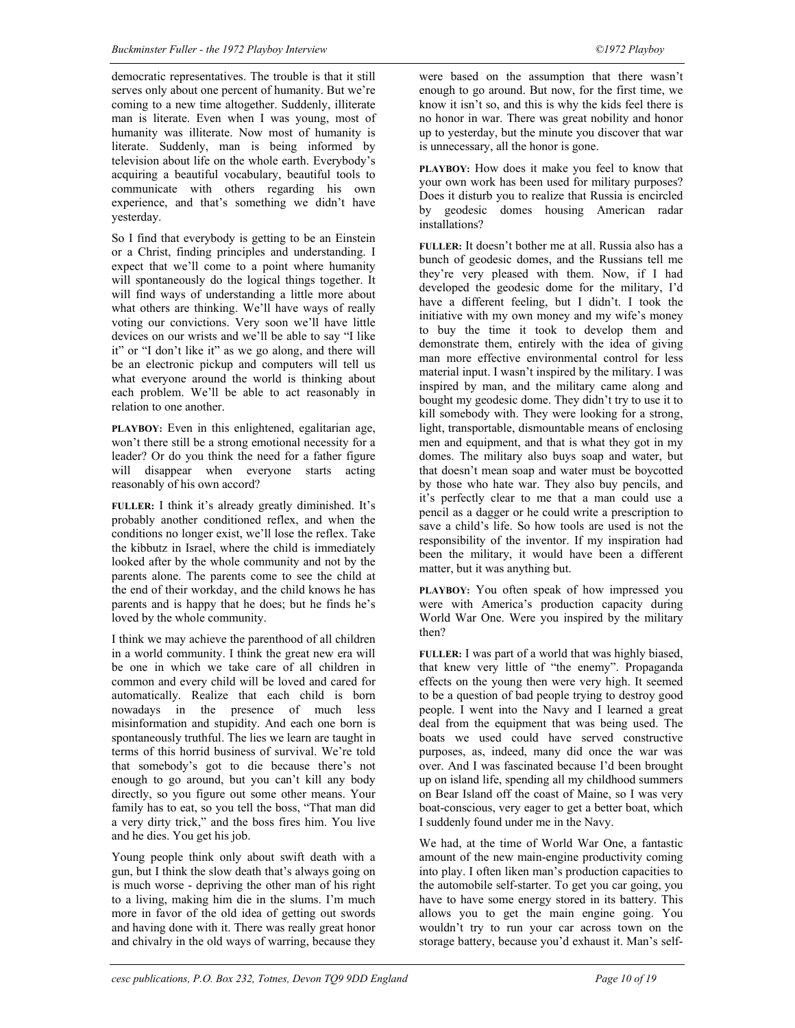democratic representatives. The trouble is that it still serves only about one percent of humanity. But we're coming to a new time altogether. Suddenly, illiterate man is literate. Even when I was young, most of humanity was illiterate. Now most of humanity is literate. Suddenly, man is being informed by television about life on the whole earth. Everybody's acquiring a beautiful vocabulary, beautiful tools to communicate with others regarding his own experience, and that's something we didn't have yesterday.

So I find that everybody is getting to be an Einstein or a Christ, finding principles and understanding. I expect that we'll come to a point where humanity will spontaneously do the logical things together. It will find ways of understanding a little more about what others are thinking. We'll have ways of really voting our convictions. Very soon we'll have little devices on our wrists and we'll be able to say "I like it" or "I don't like it" as we go along, and there will be an electronic pickup and computers will tell us what everyone around the world is thinking about each problem. We'll be able to act reasonably in relation to one another.

**PLAYBOY:** Even in this enlightened, egalitarian age, won't there still be a strong emotional necessity for a leader? Or do you think the need for a father figure will disappear when everyone starts acting reasonably of his own accord?

**FULLER:** I think it's already greatly diminished. It's probably another conditioned reflex, and when the conditions no longer exist, we'll lose the reflex. Take the kibbutz in Israel, where the child is immediately looked after by the whole community and not by the parents alone. The parents come to see the child at the end of their workday, and the child knows he has parents and is happy that he does; but he finds he's loved by the whole community.

I think we may achieve the parenthood of all children in a world community. I think the great new era will be one in which we take care of all children in common and every child will be loved and cared for automatically. Realize that each child is born nowadays in the presence of much less misinformation and stupidity. And each one born is spontaneously truthful. The lies we learn are taught in terms of this horrid business of survival. We're told that somebody's got to die because there's not enough to go around, but you can't kill any body directly, so you figure out some other means. Your family has to eat, so you tell the boss, "That man did a very dirty trick," and the boss fires him. You live and he dies. You get his job.

Young people think only about swift death with a gun, but I think the slow death that's always going on is much worse - depriving the other man of his right to a living, making him die in the slums. I'm much more in favor of the old idea of getting out swords and having done with it. There was really great honor and chivalry in the old ways of warring, because they were based on the assumption that there wasn't enough to go around. But now, for the first time, we know it isn't so, and this is why the kids feel there is no honor in war. There was great nobility and honor up to yesterday, but the minute you discover that war is unnecessary, all the honor is gone.

**PLAYBOY:** How does it make you feel to know that your own work has been used for military purposes? Does it disturb you to realize that Russia is encircled by geodesic domes housing American radar installations?

**FULLER:** It doesn't bother me at all. Russia also has a bunch of geodesic domes, and the Russians tell me they're very pleased with them. Now, if I had developed the geodesic dome for the military, I'd have a different feeling, but I didn't. I took the initiative with my own money and my wife's money to buy the time it took to develop them and demonstrate them, entirely with the idea of giving man more effective environmental control for less material input. I wasn't inspired by the military. I was inspired by man, and the military came along and bought my geodesic dome. They didn't try to use it to kill somebody with. They were looking for a strong, light, transportable, dismountable means of enclosing men and equipment, and that is what they got in my domes. The military also buys soap and water, but that doesn't mean soap and water must be boycotted by those who hate war. They also buy pencils, and it's perfectly clear to me that a man could use a pencil as a dagger or he could write a prescription to save a child's life. So how tools are used is not the responsibility of the inventor. If my inspiration had been the military, it would have been a different matter, but it was anything but.

**PLAYBOY:** You often speak of how impressed you were with America's production capacity during World War One. Were you inspired by the military then?

**FULLER:** I was part of a world that was highly biased, that knew very little of "the enemy". Propaganda effects on the young then were very high. It seemed to be a question of bad people trying to destroy good people. I went into the Navy and I learned a great deal from the equipment that was being used. The boats we used could have served constructive purposes, as, indeed, many did once the war was over. And I was fascinated because I'd been brought up on island life, spending all my childhood summers on Bear Island off the coast of Maine, so I was very boat-conscious, very eager to get a better boat, which I suddenly found under me in the Navy.

We had, at the time of World War One, a fantastic amount of the new main-engine productivity coming into play. I often liken man's production capacities to the automobile self-starter. To get you car going, you have to have some energy stored in its battery. This allows you to get the main engine going. You wouldn't try to run your car across town on the storage battery, because you'd exhaust it. Man's self-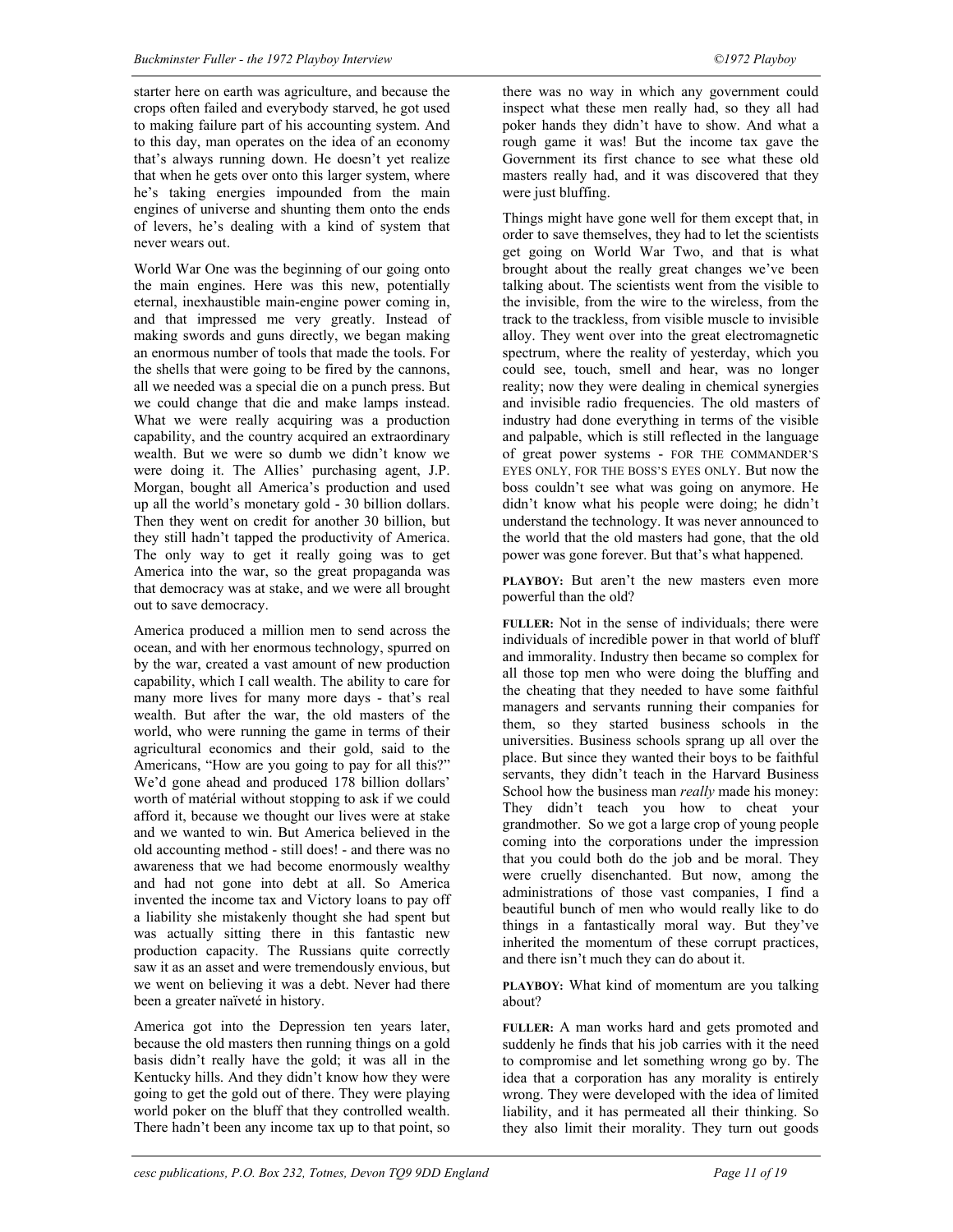starter here on earth was agriculture, and because the crops often failed and everybody starved, he got used to making failure part of his accounting system. And to this day, man operates on the idea of an economy that's always running down. He doesn't yet realize that when he gets over onto this larger system, where he's taking energies impounded from the main engines of universe and shunting them onto the ends of levers, he's dealing with a kind of system that never wears out.

World War One was the beginning of our going onto the main engines. Here was this new, potentially eternal, inexhaustible main-engine power coming in, and that impressed me very greatly. Instead of making swords and guns directly, we began making an enormous number of tools that made the tools. For the shells that were going to be fired by the cannons, all we needed was a special die on a punch press. But we could change that die and make lamps instead. What we were really acquiring was a production capability, and the country acquired an extraordinary wealth. But we were so dumb we didn't know we were doing it. The Allies' purchasing agent, J.P. Morgan, bought all America's production and used up all the world's monetary gold - 30 billion dollars. Then they went on credit for another 30 billion, but they still hadn't tapped the productivity of America. The only way to get it really going was to get America into the war, so the great propaganda was that democracy was at stake, and we were all brought out to save democracy.

America produced a million men to send across the ocean, and with her enormous technology, spurred on by the war, created a vast amount of new production capability, which I call wealth. The ability to care for many more lives for many more days - that's real wealth. But after the war, the old masters of the world, who were running the game in terms of their agricultural economics and their gold, said to the Americans, "How are you going to pay for all this?" We'd gone ahead and produced 178 billion dollars' worth of matérial without stopping to ask if we could afford it, because we thought our lives were at stake and we wanted to win. But America believed in the old accounting method - still does! - and there was no awareness that we had become enormously wealthy and had not gone into debt at all. So America invented the income tax and Victory loans to pay off a liability she mistakenly thought she had spent but was actually sitting there in this fantastic new production capacity. The Russians quite correctly saw it as an asset and were tremendously envious, but we went on believing it was a debt. Never had there been a greater naïveté in history.

America got into the Depression ten years later, because the old masters then running things on a gold basis didn't really have the gold; it was all in the Kentucky hills. And they didn't know how they were going to get the gold out of there. They were playing world poker on the bluff that they controlled wealth. There hadn't been any income tax up to that point, so there was no way in which any government could inspect what these men really had, so they all had poker hands they didn't have to show. And what a rough game it was! But the income tax gave the Government its first chance to see what these old masters really had, and it was discovered that they were just bluffing.

Things might have gone well for them except that, in order to save themselves, they had to let the scientists get going on World War Two, and that is what brought about the really great changes we've been talking about. The scientists went from the visible to the invisible, from the wire to the wireless, from the track to the trackless, from visible muscle to invisible alloy. They went over into the great electromagnetic spectrum, where the reality of yesterday, which you could see, touch, smell and hear, was no longer reality; now they were dealing in chemical synergies and invisible radio frequencies. The old masters of industry had done everything in terms of the visible and palpable, which is still reflected in the language of great power systems - FOR THE COMMANDER'S EYES ONLY, FOR THE BOSS'S EYES ONLY. But now the boss couldn't see what was going on anymore. He didn't know what his people were doing; he didn't understand the technology. It was never announced to the world that the old masters had gone, that the old power was gone forever. But that's what happened.

**PLAYBOY:** But aren't the new masters even more powerful than the old?

**FULLER:** Not in the sense of individuals; there were individuals of incredible power in that world of bluff and immorality. Industry then became so complex for all those top men who were doing the bluffing and the cheating that they needed to have some faithful managers and servants running their companies for them, so they started business schools in the universities. Business schools sprang up all over the place. But since they wanted their boys to be faithful servants, they didn't teach in the Harvard Business School how the business man *really* made his money: They didn't teach you how to cheat your grandmother. So we got a large crop of young people coming into the corporations under the impression that you could both do the job and be moral. They were cruelly disenchanted. But now, among the administrations of those vast companies, I find a beautiful bunch of men who would really like to do things in a fantastically moral way. But they've inherited the momentum of these corrupt practices, and there isn't much they can do about it.

**PLAYBOY:** What kind of momentum are you talking about?

**FULLER:** A man works hard and gets promoted and suddenly he finds that his job carries with it the need to compromise and let something wrong go by. The idea that a corporation has any morality is entirely wrong. They were developed with the idea of limited liability, and it has permeated all their thinking. So they also limit their morality. They turn out goods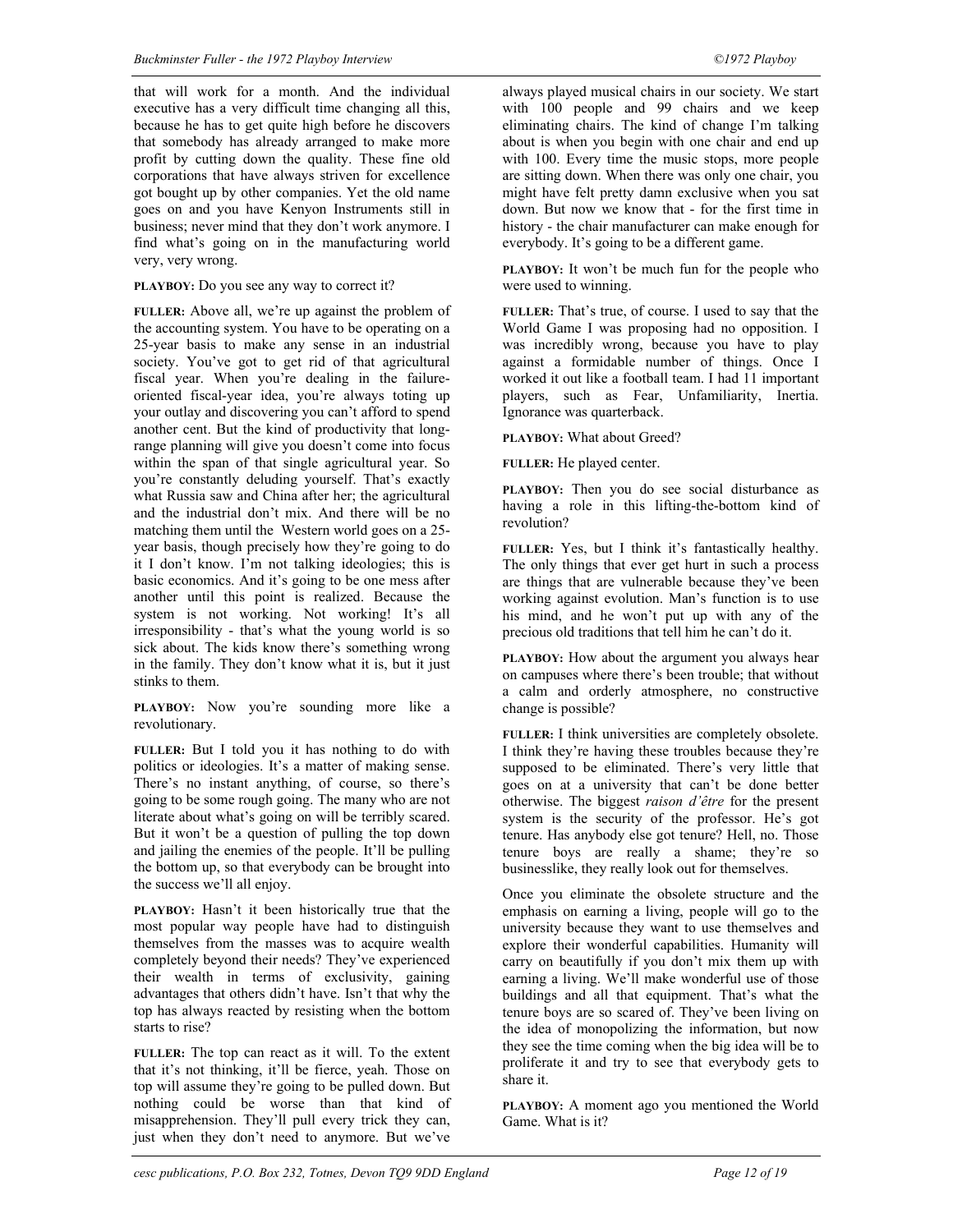that will work for a month. And the individual executive has a very difficult time changing all this, because he has to get quite high before he discovers that somebody has already arranged to make more profit by cutting down the quality. These fine old corporations that have always striven for excellence got bought up by other companies. Yet the old name goes on and you have Kenyon Instruments still in business; never mind that they don't work anymore. I find what's going on in the manufacturing world very, very wrong.

**PLAYBOY:** Do you see any way to correct it?

**FULLER:** Above all, we're up against the problem of the accounting system. You have to be operating on a 25-year basis to make any sense in an industrial society. You've got to get rid of that agricultural fiscal year. When you're dealing in the failure-oriented fiscal-year idea, you're always toting up your outlay and discovering you can't afford to spend another cent. But the kind of productivity that long-range planning will give you doesn't come into focus within the span of that single agricultural year. So you're constantly deluding yourself. That's exactly what Russia saw and China after her; the agricultural and the industrial don't mix. And there will be no matching them until the Western world goes on a 25-year basis, though precisely how they're going to do it I don't know. I'm not talking ideologies; this is basic economics. And it's going to be one mess after another until this point is realized. Because the system is not working. Not working! It's all irresponsibility - that's what the young world is so sick about. The kids know there's something wrong in the family. They don't know what it is, but it just stinks to them.

**PLAYBOY:** Now you're sounding more like a revolutionary.

**FULLER:** But I told you it has nothing to do with politics or ideologies. It's a matter of making sense. There's no instant anything, of course, so there's going to be some rough going. The many who are not literate about what's going on will be terribly scared. But it won't be a question of pulling the top down and jailing the enemies of the people. It'll be pulling the bottom up, so that everybody can be brought into the success we'll all enjoy.

**PLAYBOY:** Hasn't it been historically true that the most popular way people have had to distinguish themselves from the masses was to acquire wealth completely beyond their needs? They've experienced their wealth in terms of exclusivity, gaining advantages that others didn't have. Isn't that why the top has always reacted by resisting when the bottom starts to rise?

**FULLER:** The top can react as it will. To the extent that it's not thinking, it'll be fierce, yeah. Those on top will assume they're going to be pulled down. But nothing could be worse than that kind of misapprehension. They'll pull every trick they can, just when they don't need to anymore. But we've always played musical chairs in our society. We start with 100 people and 99 chairs and we keep eliminating chairs. The kind of change I'm talking about is when you begin with one chair and end up with 100. Every time the music stops, more people are sitting down. When there was only one chair, you might have felt pretty damn exclusive when you sat down. But now we know that - for the first time in history - the chair manufacturer can make enough for everybody. It's going to be a different game.

**PLAYBOY:** It won't be much fun for the people who were used to winning.

**FULLER:** That's true, of course. I used to say that the World Game I was proposing had no opposition. I was incredibly wrong, because you have to play against a formidable number of things. Once I worked it out like a football team. I had 11 important players, such as Fear, Unfamiliarity, Inertia. Ignorance was quarterback.

**PLAYBOY:** What about Greed?

**FULLER:** He played center.

**PLAYBOY:** Then you do see social disturbance as having a role in this lifting-the-bottom kind of revolution?

**FULLER:** Yes, but I think it's fantastically healthy. The only things that ever get hurt in such a process are things that are vulnerable because they've been working against evolution. Man's function is to use his mind, and he won't put up with any of the precious old traditions that tell him he can't do it.

**PLAYBOY:** How about the argument you always hear on campuses where there's been trouble; that without a calm and orderly atmosphere, no constructive change is possible?

**FULLER:** I think universities are completely obsolete. I think they're having these troubles because they're supposed to be eliminated. There's very little that goes on at a university that can't be done better otherwise. The biggest *raison d'être* for the present system is the security of the professor. He's got tenure. Has anybody else got tenure? Hell, no. Those tenure boys are really a shame; they're so businesslike, they really look out for themselves.

Once you eliminate the obsolete structure and the emphasis on earning a living, people will go to the university because they want to use themselves and explore their wonderful capabilities. Humanity will carry on beautifully if you don't mix them up with earning a living. We'll make wonderful use of those buildings and all that equipment. That's what the tenure boys are so scared of. They've been living on the idea of monopolizing the information, but now they see the time coming when the big idea will be to proliferate it and try to see that everybody gets to share it.

**PLAYBOY:** A moment ago you mentioned the World Game. What is it?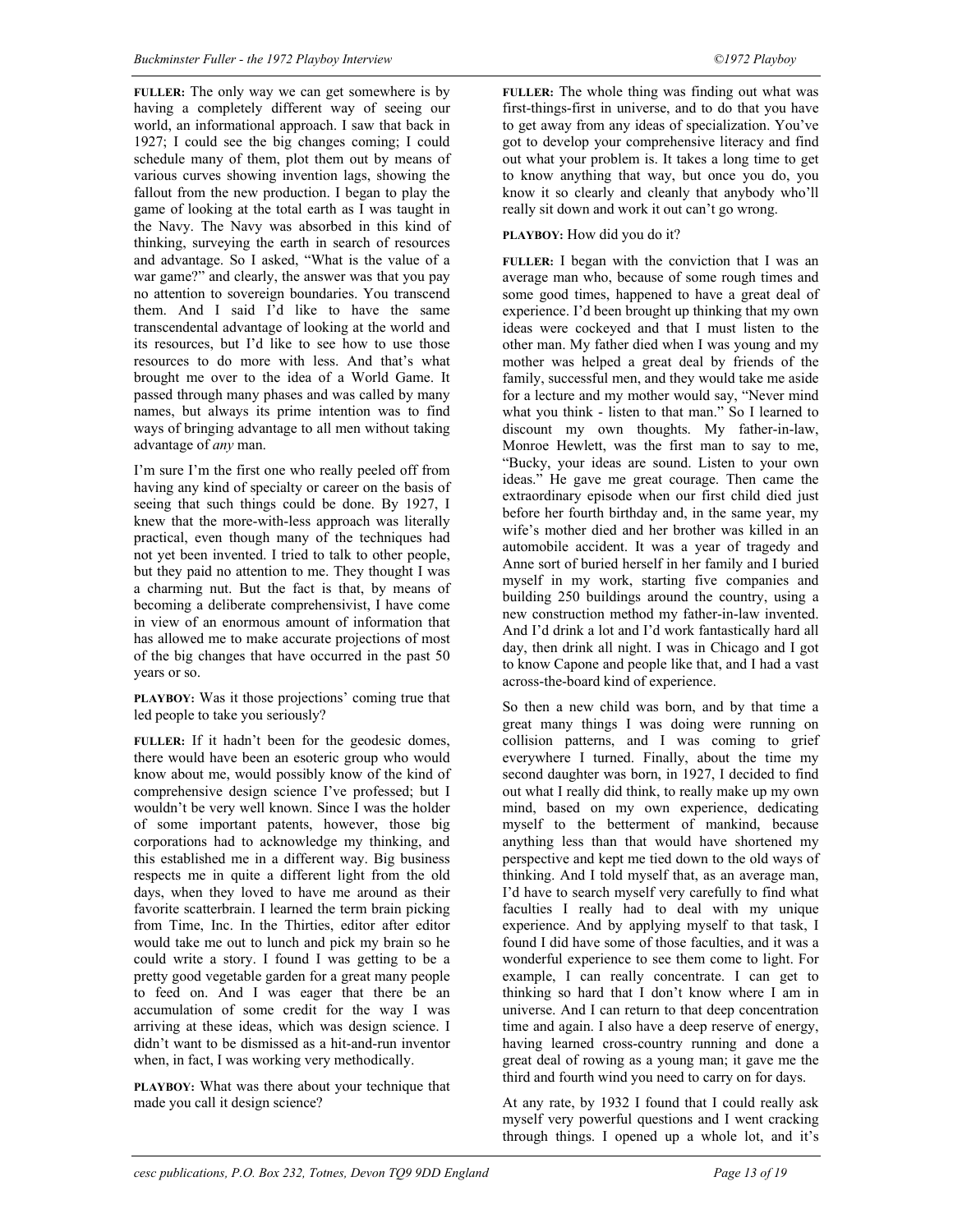**FULLER:** The only way we can get somewhere is by having a completely different way of seeing our world, an informational approach. I saw that back in 1927; I could see the big changes coming; I could schedule many of them, plot them out by means of various curves showing invention lags, showing the fallout from the new production. I began to play the game of looking at the total earth as I was taught in the Navy. The Navy was absorbed in this kind of thinking, surveying the earth in search of resources and advantage. So I asked, "What is the value of a war game?" and clearly, the answer was that you pay no attention to sovereign boundaries. You transcend them. And I said I'd like to have the same transcendental advantage of looking at the world and its resources, but I'd like to see how to use those resources to do more with less. And that's what brought me over to the idea of a World Game. It passed through many phases and was called by many names, but always its prime intention was to find ways of bringing advantage to all men without taking advantage of *any* man.

I'm sure I'm the first one who really peeled off from having any kind of specialty or career on the basis of seeing that such things could be done. By 1927, I knew that the more-with-less approach was literally practical, even though many of the techniques had not yet been invented. I tried to talk to other people, but they paid no attention to me. They thought I was a charming nut. But the fact is that, by means of becoming a deliberate comprehensivist, I have come in view of an enormous amount of information that has allowed me to make accurate projections of most of the big changes that have occurred in the past 50 years or so.

**PLAYBOY:** Was it those projections' coming true that led people to take you seriously?

**FULLER:** If it hadn't been for the geodesic domes, there would have been an esoteric group who would know about me, would possibly know of the kind of comprehensive design science I've professed; but I wouldn't be very well known. Since I was the holder of some important patents, however, those big corporations had to acknowledge my thinking, and this established me in a different way. Big business respects me in quite a different light from the old days, when they loved to have me around as their favorite scatterbrain. I learned the term brain picking from Time, Inc. In the Thirties, editor after editor would take me out to lunch and pick my brain so he could write a story. I found I was getting to be a pretty good vegetable garden for a great many people to feed on. And I was eager that there be an accumulation of some credit for the way I was arriving at these ideas, which was design science. I didn't want to be dismissed as a hit-and-run inventor when, in fact, I was working very methodically.

**PLAYBOY:** What was there about your technique that made you call it design science?

**FULLER:** The whole thing was finding out what was first-things-first in universe, and to do that you have to get away from any ideas of specialization. You've got to develop your comprehensive literacy and find out what your problem is. It takes a long time to get to know anything that way, but once you do, you know it so clearly and cleanly that anybody who'll really sit down and work it out can't go wrong.

**PLAYBOY:** How did you do it?

**FULLER:** I began with the conviction that I was an average man who, because of some rough times and some good times, happened to have a great deal of experience. I'd been brought up thinking that my own ideas were cockeyed and that I must listen to the other man. My father died when I was young and my mother was helped a great deal by friends of the family, successful men, and they would take me aside for a lecture and my mother would say, "Never mind what you think - listen to that man." So I learned to discount my own thoughts. My father-in-law, Monroe Hewlett, was the first man to say to me, "Bucky, your ideas are sound. Listen to your own ideas." He gave me great courage. Then came the extraordinary episode when our first child died just before her fourth birthday and, in the same year, my wife's mother died and her brother was killed in an automobile accident. It was a year of tragedy and Anne sort of buried herself in her family and I buried myself in my work, starting five companies and building 250 buildings around the country, using a new construction method my father-in-law invented. And I'd drink a lot and I'd work fantastically hard all day, then drink all night. I was in Chicago and I got to know Capone and people like that, and I had a vast across-the-board kind of experience.

So then a new child was born, and by that time a great many things I was doing were running on collision patterns, and I was coming to grief everywhere I turned. Finally, about the time my second daughter was born, in 1927, I decided to find out what I really did think, to really make up my own mind, based on my own experience, dedicating myself to the betterment of mankind, because anything less than that would have shortened my perspective and kept me tied down to the old ways of thinking. And I told myself that, as an average man, I'd have to search myself very carefully to find what faculties I really had to deal with my unique experience. And by applying myself to that task, I found I did have some of those faculties, and it was a wonderful experience to see them come to light. For example, I can really concentrate. I can get to thinking so hard that I don't know where I am in universe. And I can return to that deep concentration time and again. I also have a deep reserve of energy, having learned cross-country running and done a great deal of rowing as a young man; it gave me the third and fourth wind you need to carry on for days.

At any rate, by 1932 I found that I could really ask myself very powerful questions and I went cracking through things. I opened up a whole lot, and it's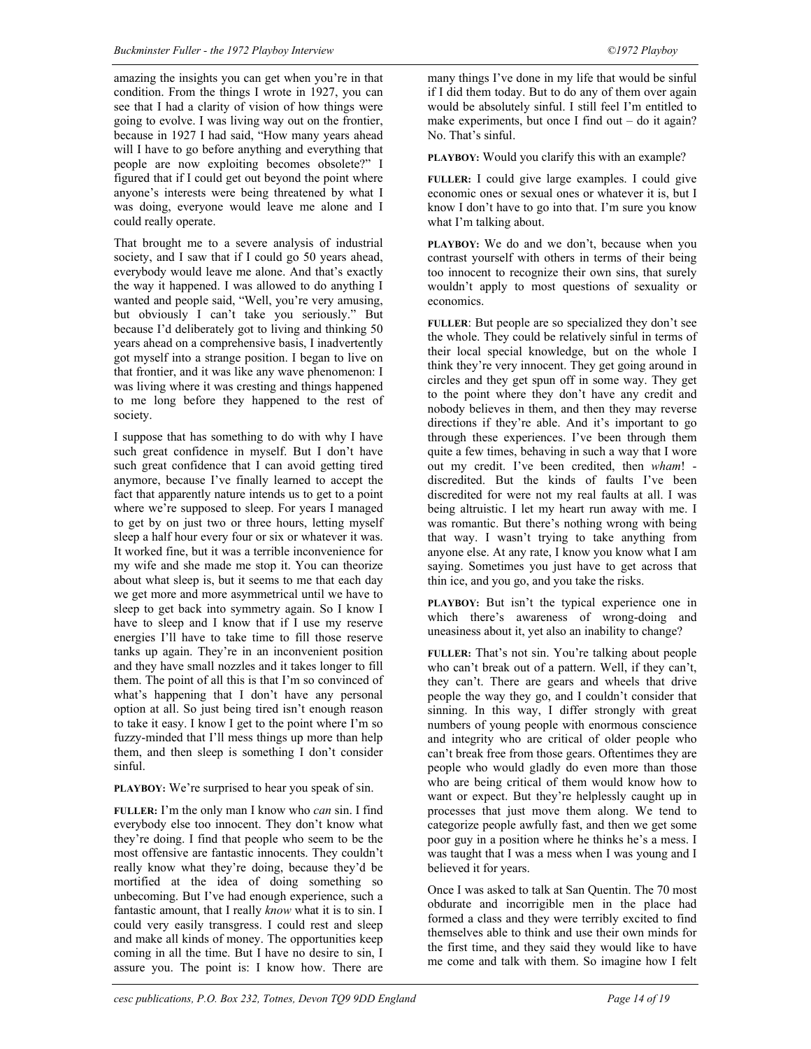amazing the insights you can get when you're in that condition. From the things I wrote in 1927, you can see that I had a clarity of vision of how things were going to evolve. I was living way out on the frontier, because in 1927 I had said, "How many years ahead will I have to go before anything and everything that people are now exploiting becomes obsolete?" I figured that if I could get out beyond the point where anyone's interests were being threatened by what I was doing, everyone would leave me alone and I could really operate.

That brought me to a severe analysis of industrial society, and I saw that if I could go 50 years ahead, everybody would leave me alone. And that's exactly the way it happened. I was allowed to do anything I wanted and people said, "Well, you're very amusing, but obviously I can't take you seriously." But because I'd deliberately got to living and thinking 50 years ahead on a comprehensive basis, I inadvertently got myself into a strange position. I began to live on that frontier, and it was like any wave phenomenon: I was living where it was cresting and things happened to me long before they happened to the rest of society.

I suppose that has something to do with why I have such great confidence in myself. But I don't have such great confidence that I can avoid getting tired anymore, because I've finally learned to accept the fact that apparently nature intends us to get to a point where we're supposed to sleep. For years I managed to get by on just two or three hours, letting myself sleep a half hour every four or six or whatever it was. It worked fine, but it was a terrible inconvenience for my wife and she made me stop it. You can theorize about what sleep is, but it seems to me that each day we get more and more asymmetrical until we have to sleep to get back into symmetry again. So I know I have to sleep and I know that if I use my reserve energies I'll have to take time to fill those reserve tanks up again. They're in an inconvenient position and they have small nozzles and it takes longer to fill them. The point of all this is that I'm so convinced of what's happening that I don't have any personal option at all. So just being tired isn't enough reason to take it easy. I know I get to the point where I'm so fuzzy-minded that I'll mess things up more than help them, and then sleep is something I don't consider sinful.

**PLAYBOY:** We're surprised to hear you speak of sin.

**FULLER:** I'm the only man I know who *can* sin. I find everybody else too innocent. They don't know what they're doing. I find that people who seem to be the most offensive are fantastic innocents. They couldn't really know what they're doing, because they'd be mortified at the idea of doing something so unbecoming. But I've had enough experience, such a fantastic amount, that I really *know* what it is to sin. I could very easily transgress. I could rest and sleep and make all kinds of money. The opportunities keep coming in all the time. But I have no desire to sin, I assure you. The point is: I know how. There are many things I've done in my life that would be sinful if I did them today. But to do any of them over again would be absolutely sinful. I still feel I'm entitled to make experiments, but once I find out – do it again? No. That's sinful.

**PLAYBOY:** Would you clarify this with an example?

**FULLER:** I could give large examples. I could give economic ones or sexual ones or whatever it is, but I know I don't have to go into that. I'm sure you know what I'm talking about.

**PLAYBOY:** We do and we don't, because when you contrast yourself with others in terms of their being too innocent to recognize their own sins, that surely wouldn't apply to most questions of sexuality or economics.

**FULLER**: But people are so specialized they don't see the whole. They could be relatively sinful in terms of their local special knowledge, but on the whole I think they're very innocent. They get going around in circles and they get spun off in some way. They get to the point where they don't have any credit and nobody believes in them, and then they may reverse directions if they're able. And it's important to go through these experiences. I've been through them quite a few times, behaving in such a way that I wore out my credit. I've been credited, then *wham*! - discredited. But the kinds of faults I've been discredited for were not my real faults at all. I was being altruistic. I let my heart run away with me. I was romantic. But there's nothing wrong with being that way. I wasn't trying to take anything from anyone else. At any rate, I know you know what I am saying. Sometimes you just have to get across that thin ice, and you go, and you take the risks.

**PLAYBOY:** But isn't the typical experience one in which there's awareness of wrong-doing and uneasiness about it, yet also an inability to change?

**FULLER:** That's not sin. You're talking about people who can't break out of a pattern. Well, if they can't, they can't. There are gears and wheels that drive people the way they go, and I couldn't consider that sinning. In this way, I differ strongly with great numbers of young people with enormous conscience and integrity who are critical of older people who can't break free from those gears. Oftentimes they are people who would gladly do even more than those who are being critical of them would know how to want or expect. But they're helplessly caught up in processes that just move them along. We tend to categorize people awfully fast, and then we get some poor guy in a position where he thinks he's a mess. I was taught that I was a mess when I was young and I believed it for years.

Once I was asked to talk at San Quentin. The 70 most obdurate and incorrigible men in the place had formed a class and they were terribly excited to find themselves able to think and use their own minds for the first time, and they said they would like to have me come and talk with them. So imagine how I felt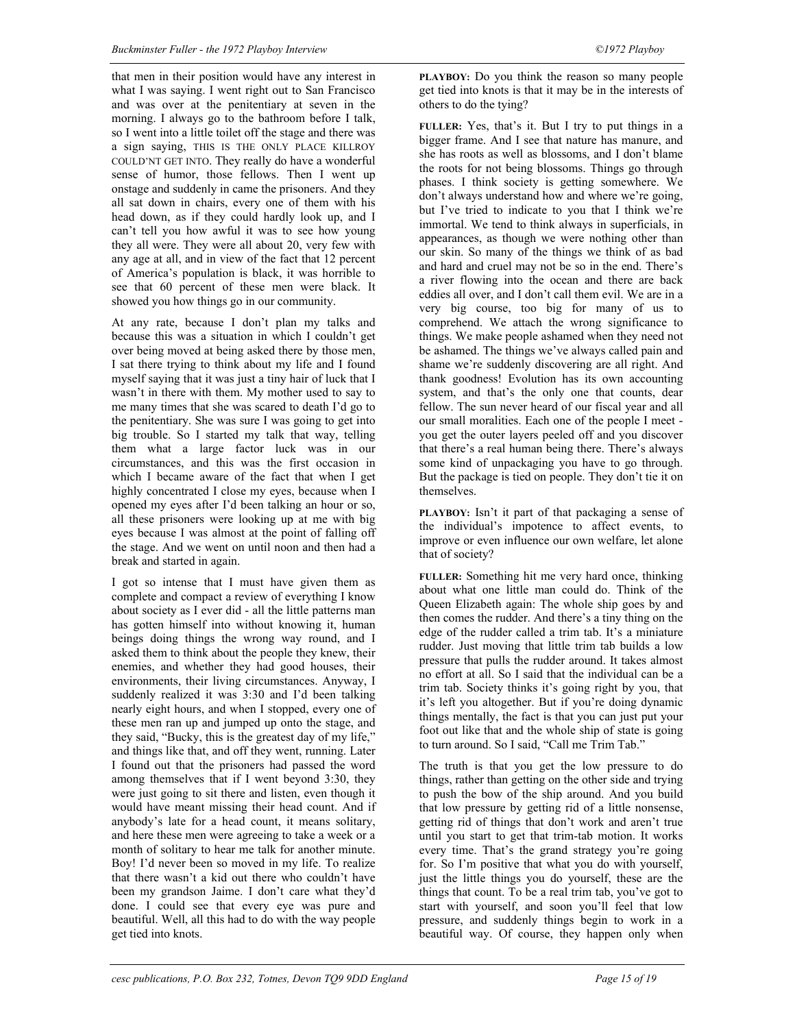that men in their position would have any interest in what I was saying. I went right out to San Francisco and was over at the penitentiary at seven in the morning. I always go to the bathroom before I talk, so I went into a little toilet off the stage and there was a sign saying, THIS IS THE ONLY PLACE KILLROY COULD'NT GET INTO. They really do have a wonderful sense of humor, those fellows. Then I went up onstage and suddenly in came the prisoners. And they all sat down in chairs, every one of them with his head down, as if they could hardly look up, and I can't tell you how awful it was to see how young they all were. They were all about 20, very few with any age at all, and in view of the fact that 12 percent of America's population is black, it was horrible to see that 60 percent of these men were black. It showed you how things go in our community.

At any rate, because I don't plan my talks and because this was a situation in which I couldn't get over being moved at being asked there by those men, I sat there trying to think about my life and I found myself saying that it was just a tiny hair of luck that I wasn't in there with them. My mother used to say to me many times that she was scared to death I'd go to the penitentiary. She was sure I was going to get into big trouble. So I started my talk that way, telling them what a large factor luck was in our circumstances, and this was the first occasion in which I became aware of the fact that when I get highly concentrated I close my eyes, because when I opened my eyes after I'd been talking an hour or so, all these prisoners were looking up at me with big eyes because I was almost at the point of falling off the stage. And we went on until noon and then had a break and started in again.

I got so intense that I must have given them as complete and compact a review of everything I know about society as I ever did - all the little patterns man has gotten himself into without knowing it, human beings doing things the wrong way round, and I asked them to think about the people they knew, their enemies, and whether they had good houses, their environments, their living circumstances. Anyway, I suddenly realized it was 3:30 and I'd been talking nearly eight hours, and when I stopped, every one of these men ran up and jumped up onto the stage, and they said, "Bucky, this is the greatest day of my life," and things like that, and off they went, running. Later I found out that the prisoners had passed the word among themselves that if I went beyond 3:30, they were just going to sit there and listen, even though it would have meant missing their head count. And if anybody's late for a head count, it means solitary, and here these men were agreeing to take a week or a month of solitary to hear me talk for another minute. Boy! I'd never been so moved in my life. To realize that there wasn't a kid out there who couldn't have been my grandson Jaime. I don't care what they'd done. I could see that every eye was pure and beautiful. Well, all this had to do with the way people get tied into knots.

**PLAYBOY:** Do you think the reason so many people get tied into knots is that it may be in the interests of others to do the tying?

**FULLER:** Yes, that's it. But I try to put things in a bigger frame. And I see that nature has manure, and she has roots as well as blossoms, and I don't blame the roots for not being blossoms. Things go through phases. I think society is getting somewhere. We don't always understand how and where we're going, but I've tried to indicate to you that I think we're immortal. We tend to think always in superficials, in appearances, as though we were nothing other than our skin. So many of the things we think of as bad and hard and cruel may not be so in the end. There's a river flowing into the ocean and there are back eddies all over, and I don't call them evil. We are in a very big course, too big for many of us to comprehend. We attach the wrong significance to things. We make people ashamed when they need not be ashamed. The things we've always called pain and shame we're suddenly discovering are all right. And thank goodness! Evolution has its own accounting system, and that's the only one that counts, dear fellow. The sun never heard of our fiscal year and all our small moralities. Each one of the people I meet - you get the outer layers peeled off and you discover that there's a real human being there. There's always some kind of unpackaging you have to go through. But the package is tied on people. They don't tie it on themselves.

**PLAYBOY:** Isn't it part of that packaging a sense of the individual's impotence to affect events, to improve or even influence our own welfare, let alone that of society?

**FULLER:** Something hit me very hard once, thinking about what one little man could do. Think of the Queen Elizabeth again: The whole ship goes by and then comes the rudder. And there's a tiny thing on the edge of the rudder called a trim tab. It's a miniature rudder. Just moving that little trim tab builds a low pressure that pulls the rudder around. It takes almost no effort at all. So I said that the individual can be a trim tab. Society thinks it's going right by you, that it's left you altogether. But if you're doing dynamic things mentally, the fact is that you can just put your foot out like that and the whole ship of state is going to turn around. So I said, "Call me Trim Tab."

The truth is that you get the low pressure to do things, rather than getting on the other side and trying to push the bow of the ship around. And you build that low pressure by getting rid of a little nonsense, getting rid of things that don't work and aren't true until you start to get that trim-tab motion. It works every time. That's the grand strategy you're going for. So I'm positive that what you do with yourself, just the little things you do yourself, these are the things that count. To be a real trim tab, you've got to start with yourself, and soon you'll feel that low pressure, and suddenly things begin to work in a beautiful way. Of course, they happen only when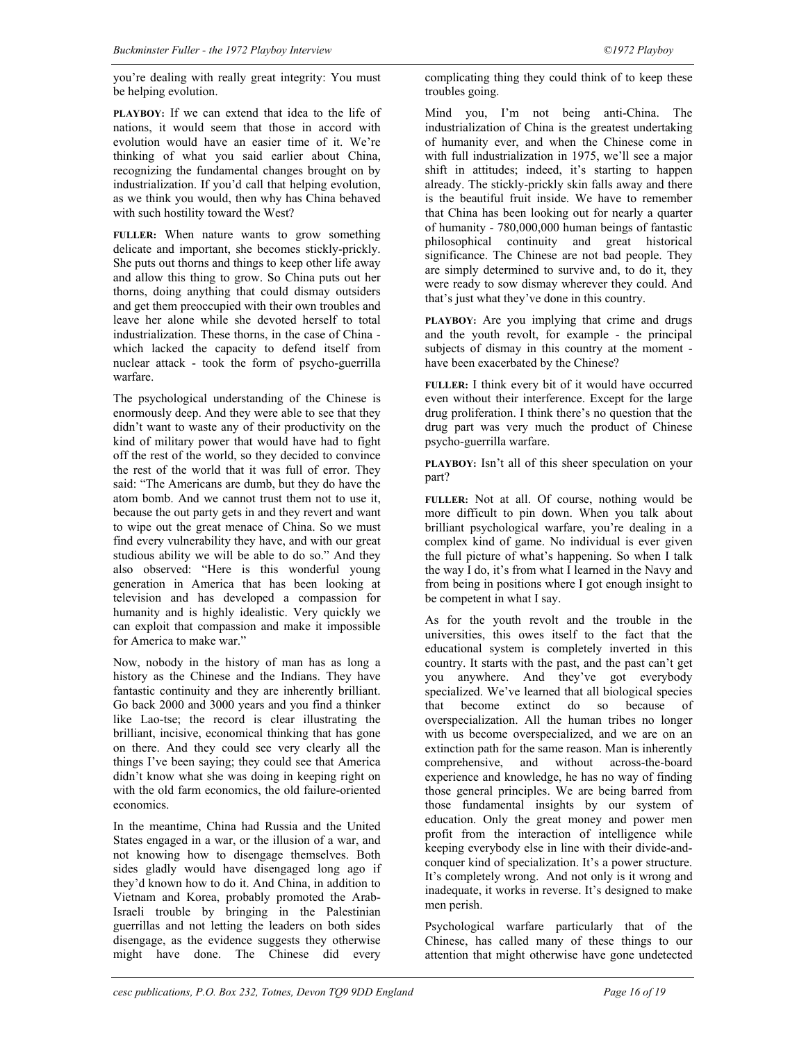you're dealing with really great integrity: You must be helping evolution.

**PLAYBOY:** If we can extend that idea to the life of nations, it would seem that those in accord with evolution would have an easier time of it. We're thinking of what you said earlier about China, recognizing the fundamental changes brought on by industrialization. If you'd call that helping evolution, as we think you would, then why has China behaved with such hostility toward the West?

**FULLER:** When nature wants to grow something delicate and important, she becomes stickly-prickly. She puts out thorns and things to keep other life away and allow this thing to grow. So China puts out her thorns, doing anything that could dismay outsiders and get them preoccupied with their own troubles and leave her alone while she devoted herself to total industrialization. These thorns, in the case of China - which lacked the capacity to defend itself from nuclear attack - took the form of psycho-guerrilla warfare.

The psychological understanding of the Chinese is enormously deep. And they were able to see that they didn't want to waste any of their productivity on the kind of military power that would have had to fight off the rest of the world, so they decided to convince the rest of the world that it was full of error. They said: "The Americans are dumb, but they do have the atom bomb. And we cannot trust them not to use it, because the out party gets in and they revert and want to wipe out the great menace of China. So we must find every vulnerability they have, and with our great studious ability we will be able to do so." And they also observed: "Here is this wonderful young generation in America that has been looking at television and has developed a compassion for humanity and is highly idealistic. Very quickly we can exploit that compassion and make it impossible for America to make war."

Now, nobody in the history of man has as long a history as the Chinese and the Indians. They have fantastic continuity and they are inherently brilliant. Go back 2000 and 3000 years and you find a thinker like Lao-tse; the record is clear illustrating the brilliant, incisive, economical thinking that has gone on there. And they could see very clearly all the things I've been saying; they could see that America didn't know what she was doing in keeping right on with the old farm economics, the old failure-oriented economics.

In the meantime, China had Russia and the United States engaged in a war, or the illusion of a war, and not knowing how to disengage themselves. Both sides gladly would have disengaged long ago if they'd known how to do it. And China, in addition to Vietnam and Korea, probably promoted the Arab-Israeli trouble by bringing in the Palestinian guerrillas and not letting the leaders on both sides disengage, as the evidence suggests they otherwise might have done. The Chinese did every complicating thing they could think of to keep these troubles going.

Mind you, I'm not being anti-China. The industrialization of China is the greatest undertaking of humanity ever, and when the Chinese come in with full industrialization in 1975, we'll see a major shift in attitudes; indeed, it's starting to happen already. The stickly-prickly skin falls away and there is the beautiful fruit inside. We have to remember that China has been looking out for nearly a quarter of humanity - 780,000,000 human beings of fantastic philosophical continuity and great historical significance. The Chinese are not bad people. They are simply determined to survive and, to do it, they were ready to sow dismay wherever they could. And that's just what they've done in this country.

**PLAYBOY:** Are you implying that crime and drugs and the youth revolt, for example - the principal subjects of dismay in this country at the moment - have been exacerbated by the Chinese?

**FULLER:** I think every bit of it would have occurred even without their interference. Except for the large drug proliferation. I think there's no question that the drug part was very much the product of Chinese psycho-guerrilla warfare.

**PLAYBOY:** Isn't all of this sheer speculation on your part?

**FULLER:** Not at all. Of course, nothing would be more difficult to pin down. When you talk about brilliant psychological warfare, you're dealing in a complex kind of game. No individual is ever given the full picture of what's happening. So when I talk the way I do, it's from what I learned in the Navy and from being in positions where I got enough insight to be competent in what I say.

As for the youth revolt and the trouble in the universities, this owes itself to the fact that the educational system is completely inverted in this country. It starts with the past, and the past can't get you anywhere. And they've got everybody specialized. We've learned that all biological species that become extinct do so because of overspecialization. All the human tribes no longer with us become overspecialized, and we are on an extinction path for the same reason. Man is inherently comprehensive, and without across-the-board experience and knowledge, he has no way of finding those general principles. We are being barred from those fundamental insights by our system of education. Only the great money and power men profit from the interaction of intelligence while keeping everybody else in line with their divide-and-conquer kind of specialization. It's a power structure. It's completely wrong. And not only is it wrong and inadequate, it works in reverse. It's designed to make men perish.

Psychological warfare particularly that of the Chinese, has called many of these things to our attention that might otherwise have gone undetected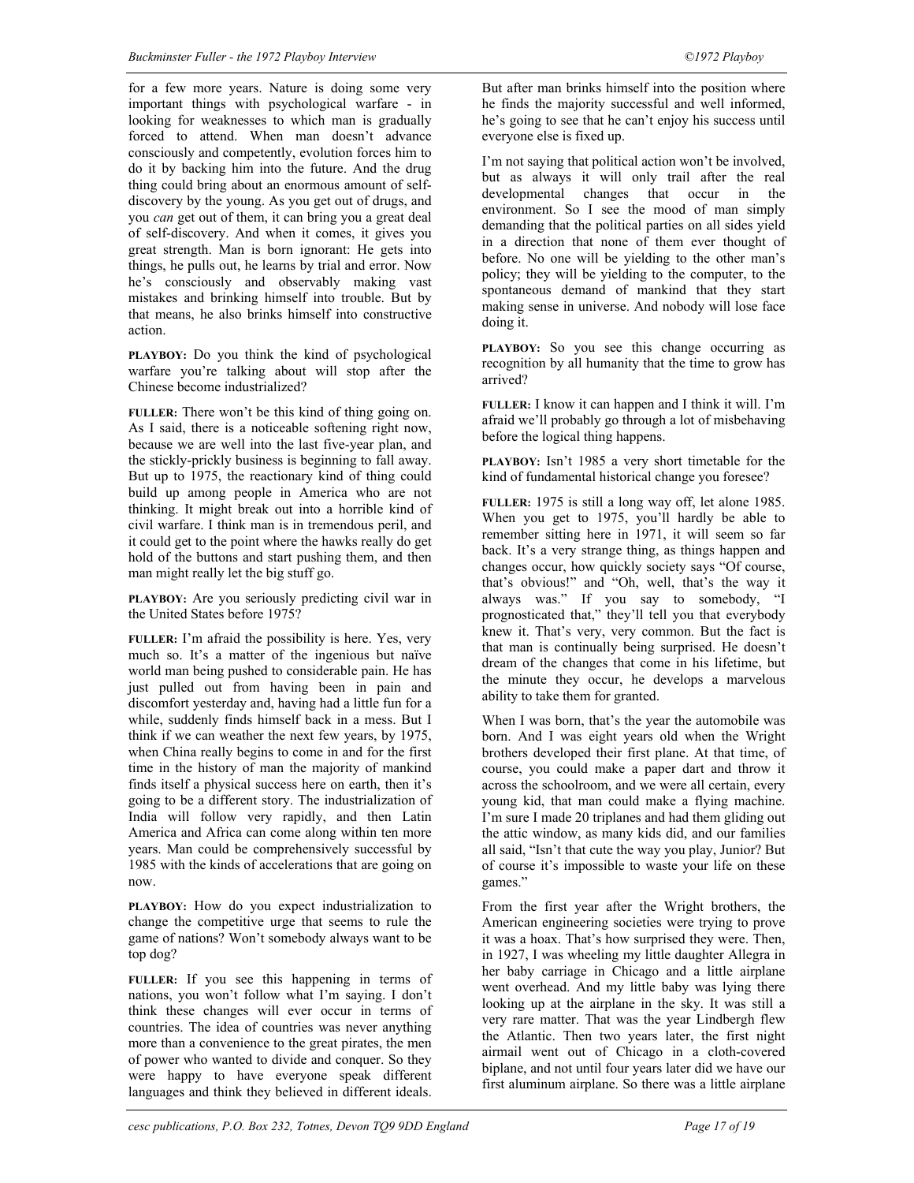for a few more years. Nature is doing some very important things with psychological warfare - in looking for weaknesses to which man is gradually forced to attend. When man doesn't advance consciously and competently, evolution forces him to do it by backing him into the future. And the drug thing could bring about an enormous amount of self-discovery by the young. As you get out of drugs, and you *can* get out of them, it can bring you a great deal of self-discovery. And when it comes, it gives you great strength. Man is born ignorant: He gets into things, he pulls out, he learns by trial and error. Now he's consciously and observably making vast mistakes and brinking himself into trouble. But by that means, he also brinks himself into constructive action.

**PLAYBOY:** Do you think the kind of psychological warfare you're talking about will stop after the Chinese become industrialized?

**FULLER:** There won't be this kind of thing going on. As I said, there is a noticeable softening right now, because we are well into the last five-year plan, and the stickly-prickly business is beginning to fall away. But up to 1975, the reactionary kind of thing could build up among people in America who are not thinking. It might break out into a horrible kind of civil warfare. I think man is in tremendous peril, and it could get to the point where the hawks really do get hold of the buttons and start pushing them, and then man might really let the big stuff go.

**PLAYBOY:** Are you seriously predicting civil war in the United States before 1975?

**FULLER:** I'm afraid the possibility is here. Yes, very much so. It's a matter of the ingenious but naïve world man being pushed to considerable pain. He has just pulled out from having been in pain and discomfort yesterday and, having had a little fun for a while, suddenly finds himself back in a mess. But I think if we can weather the next few years, by 1975, when China really begins to come in and for the first time in the history of man the majority of mankind finds itself a physical success here on earth, then it's going to be a different story. The industrialization of India will follow very rapidly, and then Latin America and Africa can come along within ten more years. Man could be comprehensively successful by 1985 with the kinds of accelerations that are going on now.

**PLAYBOY:** How do you expect industrialization to change the competitive urge that seems to rule the game of nations? Won't somebody always want to be top dog?

**FULLER:** If you see this happening in terms of nations, you won't follow what I'm saying. I don't think these changes will ever occur in terms of countries. The idea of countries was never anything more than a convenience to the great pirates, the men of power who wanted to divide and conquer. So they were happy to have everyone speak different languages and think they believed in different ideals. But after man brinks himself into the position where he finds the majority successful and well informed, he's going to see that he can't enjoy his success until everyone else is fixed up.

I'm not saying that political action won't be involved, but as always it will only trail after the real developmental changes that occur in the environment. So I see the mood of man simply demanding that the political parties on all sides yield in a direction that none of them ever thought of before. No one will be yielding to the other man's policy; they will be yielding to the computer, to the spontaneous demand of mankind that they start making sense in universe. And nobody will lose face doing it.

**PLAYBOY:** So you see this change occurring as recognition by all humanity that the time to grow has arrived?

**FULLER:** I know it can happen and I think it will. I'm afraid we'll probably go through a lot of misbehaving before the logical thing happens.

**PLAYBOY:** Isn't 1985 a very short timetable for the kind of fundamental historical change you foresee?

**FULLER:** 1975 is still a long way off, let alone 1985. When you get to 1975, you'll hardly be able to remember sitting here in 1971, it will seem so far back. It's a very strange thing, as things happen and changes occur, how quickly society says "Of course, that's obvious!" and "Oh, well, that's the way it always was." If you say to somebody, "I prognosticated that," they'll tell you that everybody knew it. That's very, very common. But the fact is that man is continually being surprised. He doesn't dream of the changes that come in his lifetime, but the minute they occur, he develops a marvelous ability to take them for granted.

When I was born, that's the year the automobile was born. And I was eight years old when the Wright brothers developed their first plane. At that time, of course, you could make a paper dart and throw it across the schoolroom, and we were all certain, every young kid, that man could make a flying machine. I'm sure I made 20 triplanes and had them gliding out the attic window, as many kids did, and our families all said, "Isn't that cute the way you play, Junior? But of course it's impossible to waste your life on these games."

From the first year after the Wright brothers, the American engineering societies were trying to prove it was a hoax. That's how surprised they were. Then, in 1927, I was wheeling my little daughter Allegra in her baby carriage in Chicago and a little airplane went overhead. And my little baby was lying there looking up at the airplane in the sky. It was still a very rare matter. That was the year Lindbergh flew the Atlantic. Then two years later, the first night airmail went out of Chicago in a cloth-covered biplane, and not until four years later did we have our first aluminum airplane. So there was a little airplane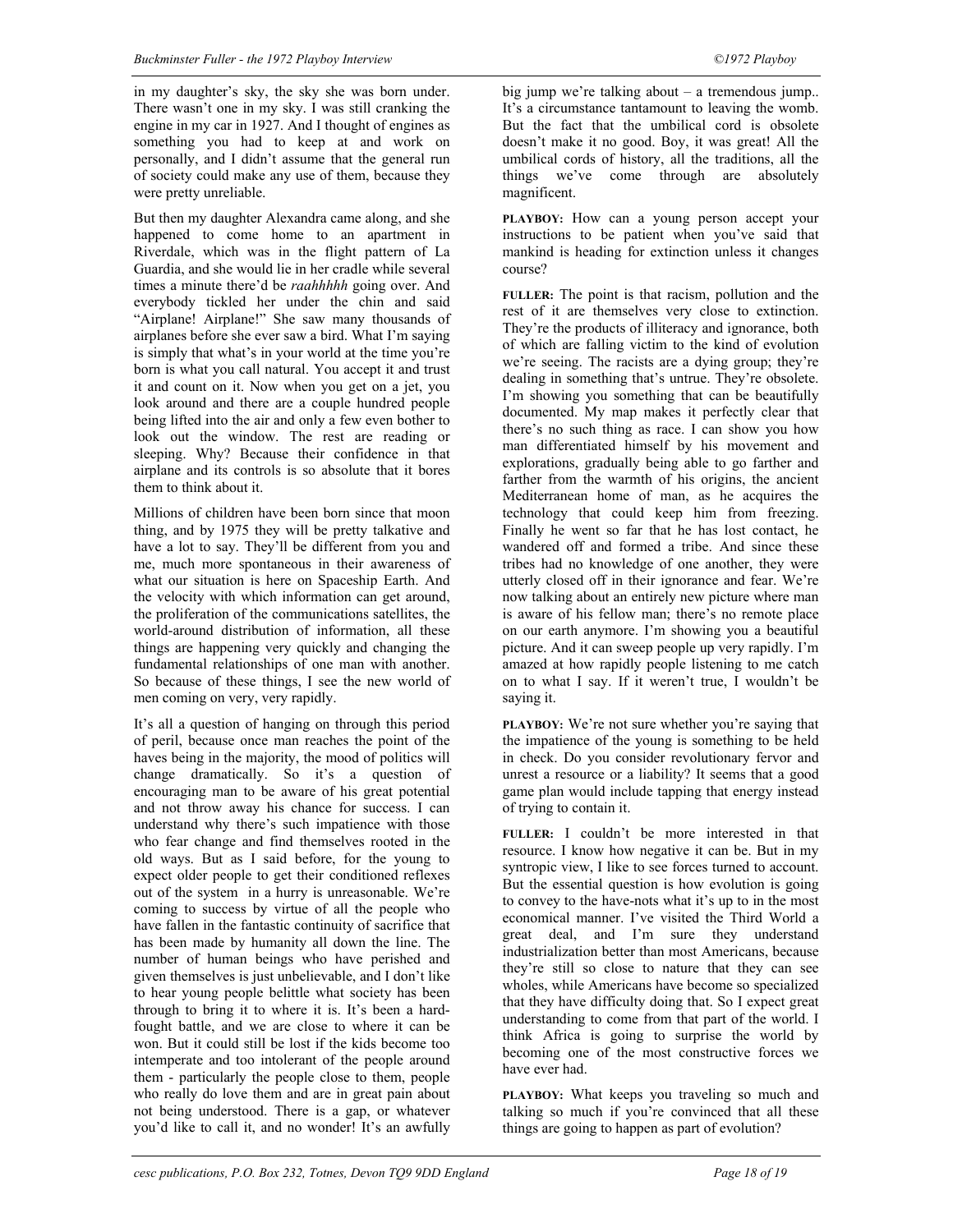in my daughter's sky, the sky she was born under. There wasn't one in my sky. I was still cranking the engine in my car in 1927. And I thought of engines as something you had to keep at and work on personally, and I didn't assume that the general run of society could make any use of them, because they were pretty unreliable.

But then my daughter Alexandra came along, and she happened to come home to an apartment in Riverdale, which was in the flight pattern of La Guardia, and she would lie in her cradle while several times a minute there'd be *raahhhhh* going over. And everybody tickled her under the chin and said "Airplane! Airplane!" She saw many thousands of airplanes before she ever saw a bird. What I'm saying is simply that what's in your world at the time you're born is what you call natural. You accept it and trust it and count on it. Now when you get on a jet, you look around and there are a couple hundred people being lifted into the air and only a few even bother to look out the window. The rest are reading or sleeping. Why? Because their confidence in that airplane and its controls is so absolute that it bores them to think about it.

Millions of children have been born since that moon thing, and by 1975 they will be pretty talkative and have a lot to say. They'll be different from you and me, much more spontaneous in their awareness of what our situation is here on Spaceship Earth. And the velocity with which information can get around, the proliferation of the communications satellites, the world-around distribution of information, all these things are happening very quickly and changing the fundamental relationships of one man with another. So because of these things, I see the new world of men coming on very, very rapidly.

It's all a question of hanging on through this period of peril, because once man reaches the point of the haves being in the majority, the mood of politics will change dramatically. So it's a question of encouraging man to be aware of his great potential and not throw away his chance for success. I can understand why there's such impatience with those who fear change and find themselves rooted in the old ways. But as I said before, for the young to expect older people to get their conditioned reflexes out of the system in a hurry is unreasonable. We're coming to success by virtue of all the people who have fallen in the fantastic continuity of sacrifice that has been made by humanity all down the line. The number of human beings who have perished and given themselves is just unbelievable, and I don't like to hear young people belittle what society has been through to bring it to where it is. It's been a hard-fought battle, and we are close to where it can be won. But it could still be lost if the kids become too intemperate and too intolerant of the people around them - particularly the people close to them, people who really do love them and are in great pain about not being understood. There is a gap, or whatever you'd like to call it, and no wonder! It's an awfully big jump we're talking about – a tremendous jump.. It's a circumstance tantamount to leaving the womb. But the fact that the umbilical cord is obsolete doesn't make it no good. Boy, it was great! All the umbilical cords of history, all the traditions, all the things we've come through are absolutely magnificent.

**PLAYBOY:** How can a young person accept your instructions to be patient when you've said that mankind is heading for extinction unless it changes course?

**FULLER:** The point is that racism, pollution and the rest of it are themselves very close to extinction. They're the products of illiteracy and ignorance, both of which are falling victim to the kind of evolution we're seeing. The racists are a dying group; they're dealing in something that's untrue. They're obsolete. I'm showing you something that can be beautifully documented. My map makes it perfectly clear that there's no such thing as race. I can show you how man differentiated himself by his movement and explorations, gradually being able to go farther and farther from the warmth of his origins, the ancient Mediterranean home of man, as he acquires the technology that could keep him from freezing. Finally he went so far that he has lost contact, he wandered off and formed a tribe. And since these tribes had no knowledge of one another, they were utterly closed off in their ignorance and fear. We're now talking about an entirely new picture where man is aware of his fellow man; there's no remote place on our earth anymore. I'm showing you a beautiful picture. And it can sweep people up very rapidly. I'm amazed at how rapidly people listening to me catch on to what I say. If it weren't true, I wouldn't be saying it.

**PLAYBOY:** We're not sure whether you're saying that the impatience of the young is something to be held in check. Do you consider revolutionary fervor and unrest a resource or a liability? It seems that a good game plan would include tapping that energy instead of trying to contain it.

**FULLER:** I couldn't be more interested in that resource. I know how negative it can be. But in my syntropic view, I like to see forces turned to account. But the essential question is how evolution is going to convey to the have-nots what it's up to in the most economical manner. I've visited the Third World a great deal, and I'm sure they understand industrialization better than most Americans, because they're still so close to nature that they can see wholes, while Americans have become so specialized that they have difficulty doing that. So I expect great understanding to come from that part of the world. I think Africa is going to surprise the world by becoming one of the most constructive forces we have ever had.

**PLAYBOY:** What keeps you traveling so much and talking so much if you're convinced that all these things are going to happen as part of evolution?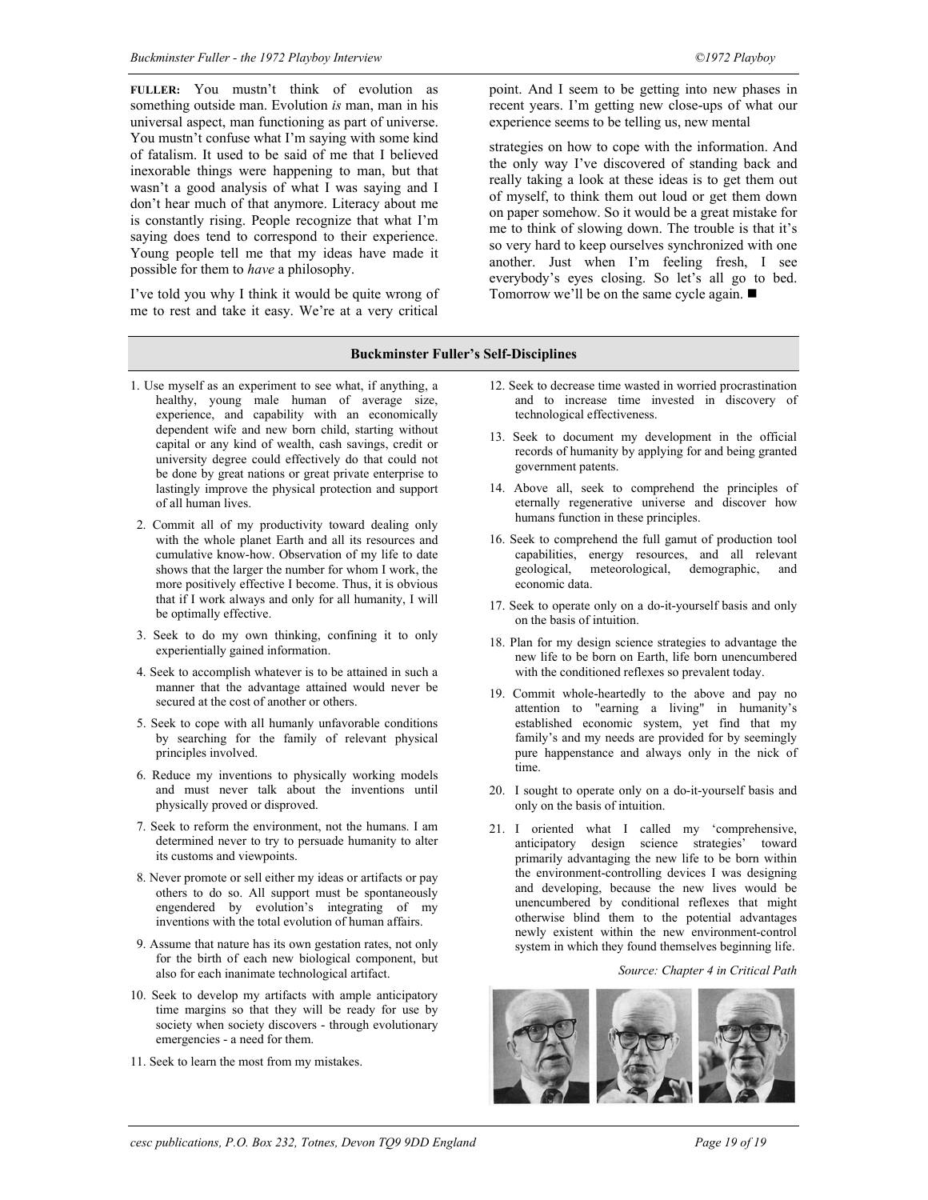**FULLER:** You mustn't think of evolution as something outside man. Evolution *is* man, man in his universal aspect, man functioning as part of universe. You mustn't confuse what I'm saying with some kind of fatalism. It used to be said of me that I believed inexorable things were happening to man, but that wasn't a good analysis of what I was saying and I don't hear much of that anymore. Literacy about me is constantly rising. People recognize that what I'm saying does tend to correspond to their experience. Young people tell me that my ideas have made it possible for them to *have* a philosophy.

I've told you why I think it would be quite wrong of me to rest and take it easy. We're at a very critical point. And I seem to be getting into new phases in recent years. I'm getting new close-ups of what our experience seems to be telling us, new mental strategies on how to cope with the information. And the only way I've discovered of standing back and really taking a look at these ideas is to get them out of myself, to think them out loud or get them down on paper somehow. So it would be a great mistake for me to think of slowing down. The trouble is that it's so very hard to keep ourselves synchronized with one another. Just when I'm feeling fresh, I see everybody's eyes closing. So let's all go to bed. Tomorrow we'll be on the same cycle again. ■

## Buckminster Fuller's Self-Disciplines

1. Use myself as an experiment to see what, if anything, a healthy, young male human of average size, experience, and capability with an economically dependent wife and new born child, starting without capital or any kind of wealth, cash savings, credit or university degree could effectively do that could not be done by great nations or great private enterprise to lastingly improve the physical protection and support of all human lives.
2. Commit all of my productivity toward dealing only with the whole planet Earth and all its resources and cumulative know-how. Observation of my life to date shows that the larger the number for whom I work, the more positively effective I become. Thus, it is obvious that if I work always and only for all humanity, I will be optimally effective.
3. Seek to do my own thinking, confining it to only experientially gained information.
4. Seek to accomplish whatever is to be attained in such a manner that the advantage attained would never be secured at the cost of another or others.
5. Seek to cope with all humanly unfavorable conditions by searching for the family of relevant physical principles involved.
6. Reduce my inventions to physically working models and must never talk about the inventions until physically proved or disproved.
7. Seek to reform the environment, not the humans. I am determined never to try to persuade humanity to alter its customs and viewpoints.
8. Never promote or sell either my ideas or artifacts or pay others to do so. All support must be spontaneously engendered by evolution's integrating of my inventions with the total evolution of human affairs.
9. Assume that nature has its own gestation rates, not only for the birth of each new biological component, but also for each inanimate technological artifact.
10. Seek to develop my artifacts with ample anticipatory time margins so that they will be ready for use by society when society discovers - through evolutionary emergencies - a need for them.
11. Seek to learn the most from my mistakes.
12. Seek to decrease time wasted in worried procrastination and to increase time invested in discovery of technological effectiveness.
13. Seek to document my development in the official records of humanity by applying for and being granted government patents.
14. Above all, seek to comprehend the principles of eternally regenerative universe and discover how humans function in these principles.

16. Seek to comprehend the full gamut of production tool capabilities, energy resources, and all relevant geological, meteorological, demographic, and economic data.
17. Seek to operate only on a do-it-yourself basis and only on the basis of intuition.
18. Plan for my design science strategies to advantage the new life to be born on Earth, life born unencumbered with the conditioned reflexes so prevalent today.
19. Commit whole-heartedly to the above and pay no attention to "earning a living" in humanity's established economic system, yet find that my family's and my needs are provided for by seemingly pure happenstance and always only in the nick of time.
20. I sought to operate only on a do-it-yourself basis and only on the basis of intuition.
21. I oriented what I called my 'comprehensive, anticipatory design science strategies' toward primarily advantaging the new life to be born within the environment-controlling devices I was designing and developing, because the new lives would be unencumbered by conditional reflexes that might otherwise blind them to the potential advantages newly existent within the new environment-control system in which they found themselves beginning life.

*Source: Chapter 4 in Critical Path*

cesc publications, P.O. Box 232, Totnes, Devon TQ9 9DD England